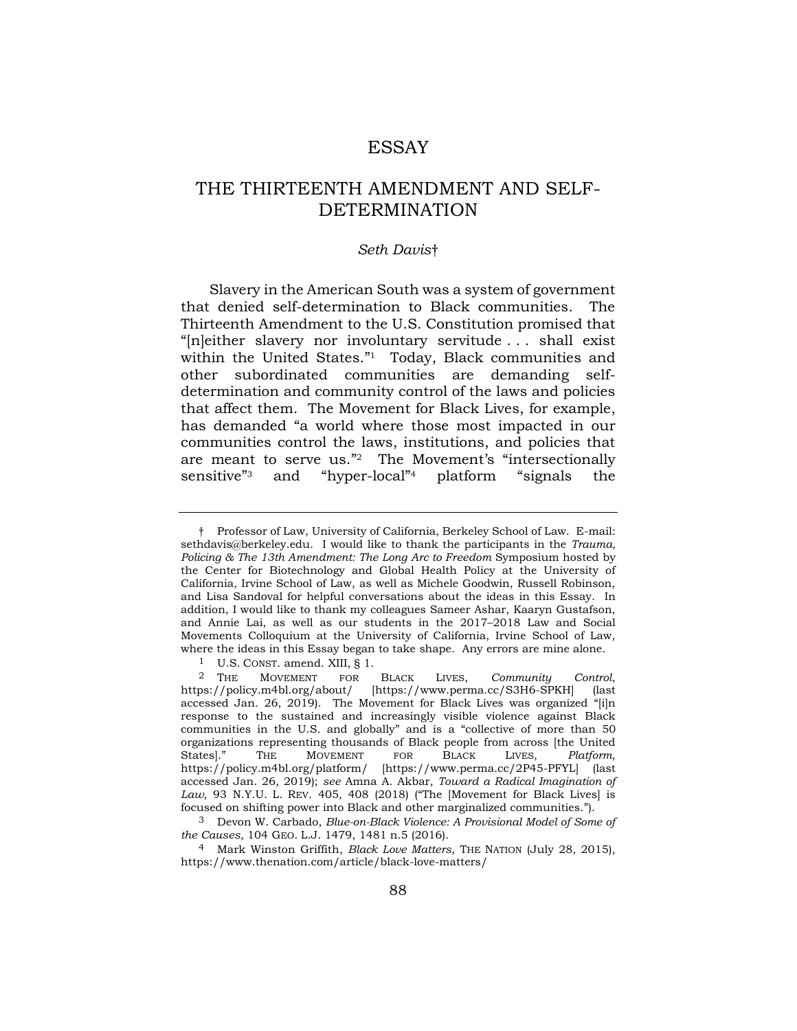# ESSAY

# THE THIRTEENTH AMENDMENT AND SELF-DETERMINATION

*Seth Davis*†

Slavery in the American South was a system of government that denied self-determination to Black communities. The Thirteenth Amendment to the U.S. Constitution promised that "[n]either slavery nor involuntary servitude . . . shall exist within the United States."[1] Today, Black communities and other subordinated communities are demanding self-determination and community control of the laws and policies that affect them. The Movement for Black Lives, for example, has demanded "a world where those most impacted in our communities control the laws, institutions, and policies that are meant to serve us."[2] The Movement's "intersectionally sensitive"[3] and "hyper-local"[4] platform "signals the

---

† Professor of Law, University of California, Berkeley School of Law. E-mail: sethdavis@berkeley.edu. I would like to thank the participants in the *Trauma, Policing & The 13th Amendment: The Long Arc to Freedom* Symposium hosted by the Center for Biotechnology and Global Health Policy at the University of California, Irvine School of Law, as well as Michele Goodwin, Russell Robinson, and Lisa Sandoval for helpful conversations about the ideas in this Essay. In addition, I would like to thank my colleagues Sameer Ashar, Kaaryn Gustafson, and Annie Lai, as well as our students in the 2017–2018 Law and Social Movements Colloquium at the University of California, Irvine School of Law, where the ideas in this Essay began to take shape. Any errors are mine alone.

1 U.S. CONST. amend. XIII, § 1.

2 THE MOVEMENT FOR BLACK LIVES, *Community Control*, https://policy.m4bl.org/about/ [https://www.perma.cc/S3H6-SPKH] (last accessed Jan. 26, 2019). The Movement for Black Lives was organized "[i]n response to the sustained and increasingly visible violence against Black communities in the U.S. and globally" and is a "collective of more than 50 organizations representing thousands of Black people from across [the United States]." THE MOVEMENT FOR BLACK LIVES, *Platform*, https://policy.m4bl.org/platform/ [https://www.perma.cc/2P45-PFYL] (last accessed Jan. 26, 2019); *see* Amna A. Akbar, *Toward a Radical Imagination of Law*, 93 N.Y.U. L. REV. 405, 408 (2018) ("The [Movement for Black Lives] is focused on shifting power into Black and other marginalized communities.").

3 Devon W. Carbado, *Blue-on-Black Violence: A Provisional Model of Some of the Causes*, 104 GEO. L.J. 1479, 1481 n.5 (2016).

4 Mark Winston Griffith, *Black Love Matters*, THE NATION (July 28, 2015), https://www.thenation.com/article/black-love-matters/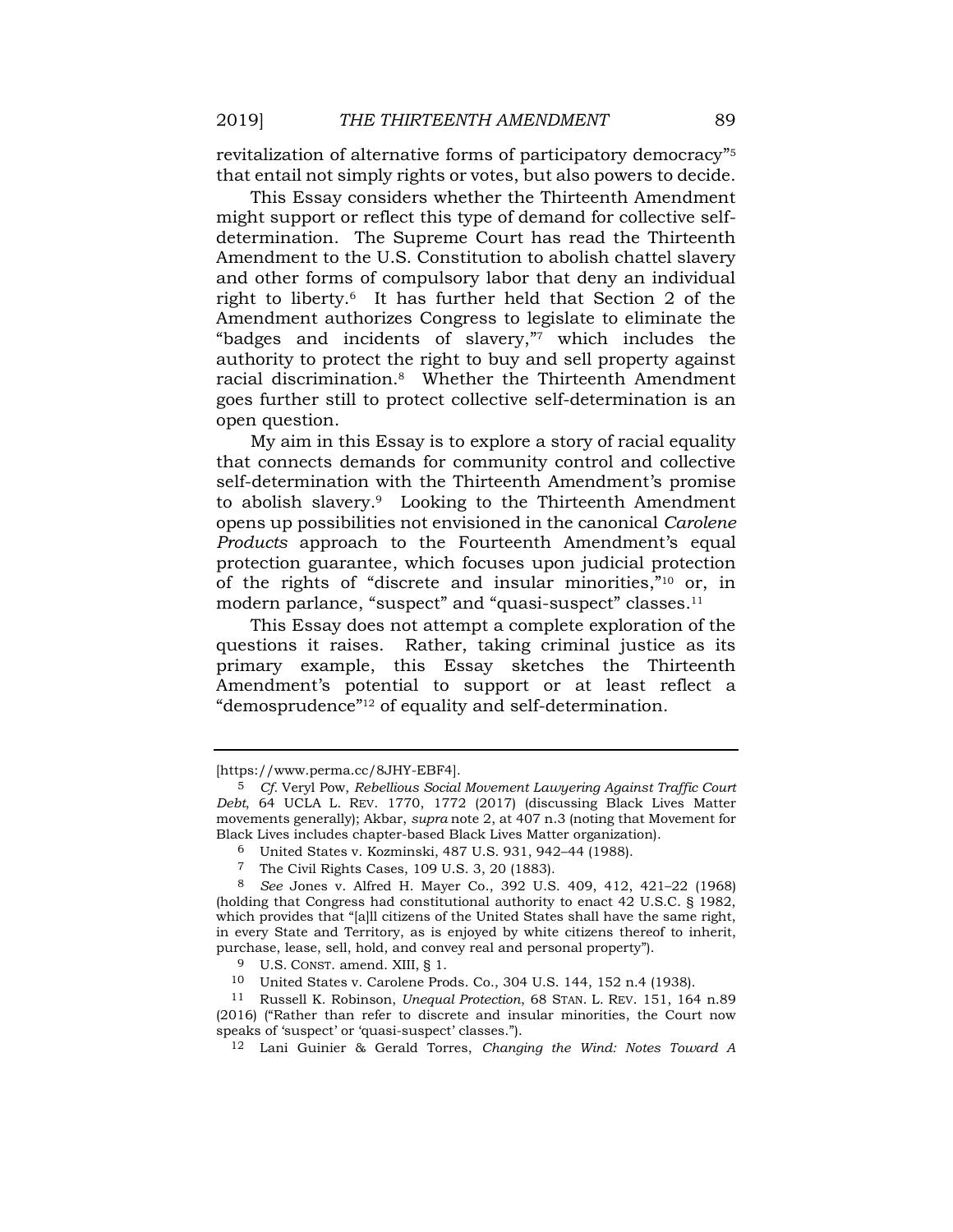revitalization of alternative forms of participatory democracy"[5] that entail not simply rights or votes, but also powers to decide.

This Essay considers whether the Thirteenth Amendment might support or reflect this type of demand for collective self-determination. The Supreme Court has read the Thirteenth Amendment to the U.S. Constitution to abolish chattel slavery and other forms of compulsory labor that deny an individual right to liberty.[6] It has further held that Section 2 of the Amendment authorizes Congress to legislate to eliminate the "badges and incidents of slavery,"[7] which includes the authority to protect the right to buy and sell property against racial discrimination.[8] Whether the Thirteenth Amendment goes further still to protect collective self-determination is an open question.

My aim in this Essay is to explore a story of racial equality that connects demands for community control and collective self-determination with the Thirteenth Amendment's promise to abolish slavery.[9] Looking to the Thirteenth Amendment opens up possibilities not envisioned in the canonical *Carolene Products* approach to the Fourteenth Amendment's equal protection guarantee, which focuses upon judicial protection of the rights of "discrete and insular minorities,"[10] or, in modern parlance, "suspect" and "quasi-suspect" classes.[11]

This Essay does not attempt a complete exploration of the questions it raises. Rather, taking criminal justice as its primary example, this Essay sketches the Thirteenth Amendment's potential to support or at least reflect a "demosprudence"[12] of equality and self-determination.

---

[https://www.perma.cc/8JHY-EBF4].

5 *Cf.* Veryl Pow, *Rebellious Social Movement Lawyering Against Traffic Court Debt*, 64 UCLA L. REV. 1770, 1772 (2017) (discussing Black Lives Matter movements generally); Akbar, *supra* note 2, at 407 n.3 (noting that Movement for Black Lives includes chapter-based Black Lives Matter organization).

6 United States v. Kozminski, 487 U.S. 931, 942–44 (1988).

7 The Civil Rights Cases, 109 U.S. 3, 20 (1883).

8 *See* Jones v. Alfred H. Mayer Co., 392 U.S. 409, 412, 421–22 (1968) (holding that Congress had constitutional authority to enact 42 U.S.C. § 1982, which provides that "[a]ll citizens of the United States shall have the same right, in every State and Territory, as is enjoyed by white citizens thereof to inherit, purchase, lease, sell, hold, and convey real and personal property").

9 U.S. CONST. amend. XIII, § 1.

10 United States v. Carolene Prods. Co., 304 U.S. 144, 152 n.4 (1938).

11 Russell K. Robinson, *Unequal Protection*, 68 STAN. L. REV. 151, 164 n.89 (2016) ("Rather than refer to discrete and insular minorities, the Court now speaks of 'suspect' or 'quasi-suspect' classes.").

12 Lani Guinier & Gerald Torres, *Changing the Wind: Notes Toward A*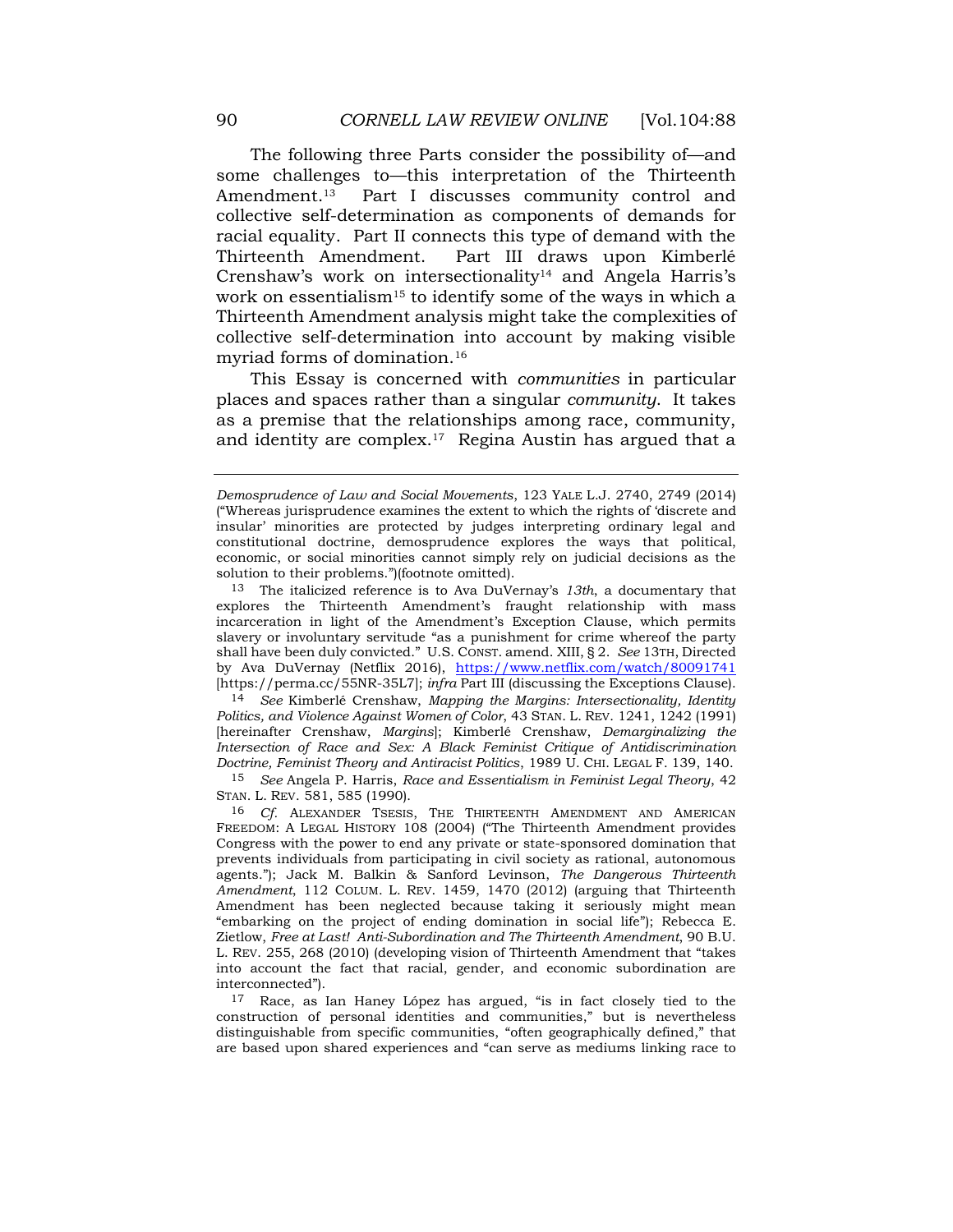The following three Parts consider the possibility of—and some challenges to—this interpretation of the Thirteenth Amendment.[13] Part I discusses community control and collective self-determination as components of demands for racial equality. Part II connects this type of demand with the Thirteenth Amendment. Part III draws upon Kimberlé Crenshaw's work on intersectionality[14] and Angela Harris's work on essentialism[15] to identify some of the ways in which a Thirteenth Amendment analysis might take the complexities of collective self-determination into account by making visible myriad forms of domination.[16]

This Essay is concerned with *communities* in particular places and spaces rather than a singular *community*. It takes as a premise that the relationships among race, community, and identity are complex.[17] Regina Austin has argued that a

---

*Demosprudence of Law and Social Movements*, 123 YALE L.J. 2740, 2749 (2014) ("Whereas jurisprudence examines the extent to which the rights of 'discrete and insular' minorities are protected by judges interpreting ordinary legal and constitutional doctrine, demosprudence explores the ways that political, economic, or social minorities cannot simply rely on judicial decisions as the solution to their problems.")(footnote omitted).

13 The italicized reference is to Ava DuVernay's *13th*, a documentary that explores the Thirteenth Amendment's fraught relationship with mass incarceration in light of the Amendment's Exception Clause, which permits slavery or involuntary servitude "as a punishment for crime whereof the party shall have been duly convicted." U.S. CONST. amend. XIII, § 2. *See* 13TH, Directed by Ava DuVernay (Netflix 2016), https://www.netflix.com/watch/80091741 [https://perma.cc/55NR-35L7]; *infra* Part III (discussing the Exceptions Clause).

14 *See* Kimberlé Crenshaw, *Mapping the Margins: Intersectionality, Identity Politics, and Violence Against Women of Color*, 43 STAN. L. REV. 1241, 1242 (1991) [hereinafter Crenshaw, *Margins*]; Kimberlé Crenshaw, *Demarginalizing the Intersection of Race and Sex: A Black Feminist Critique of Antidiscrimination Doctrine, Feminist Theory and Antiracist Politics*, 1989 U. CHI. LEGAL F. 139, 140.

15 *See* Angela P. Harris, *Race and Essentialism in Feminist Legal Theory*, 42 STAN. L. REV. 581, 585 (1990).

16 *Cf.* ALEXANDER TSESIS, THE THIRTEENTH AMENDMENT AND AMERICAN FREEDOM: A LEGAL HISTORY 108 (2004) ("The Thirteenth Amendment provides Congress with the power to end any private or state-sponsored domination that prevents individuals from participating in civil society as rational, autonomous agents."); Jack M. Balkin & Sanford Levinson, *The Dangerous Thirteenth Amendment*, 112 COLUM. L. REV. 1459, 1470 (2012) (arguing that Thirteenth Amendment has been neglected because taking it seriously might mean "embarking on the project of ending domination in social life"); Rebecca E. Zietlow, *Free at Last! Anti-Subordination and The Thirteenth Amendment*, 90 B.U. L. REV. 255, 268 (2010) (developing vision of Thirteenth Amendment that "takes into account the fact that racial, gender, and economic subordination are interconnected").

17 Race, as Ian Haney López has argued, "is in fact closely tied to the construction of personal identities and communities," but is nevertheless distinguishable from specific communities, "often geographically defined," that are based upon shared experiences and "can serve as mediums linking race to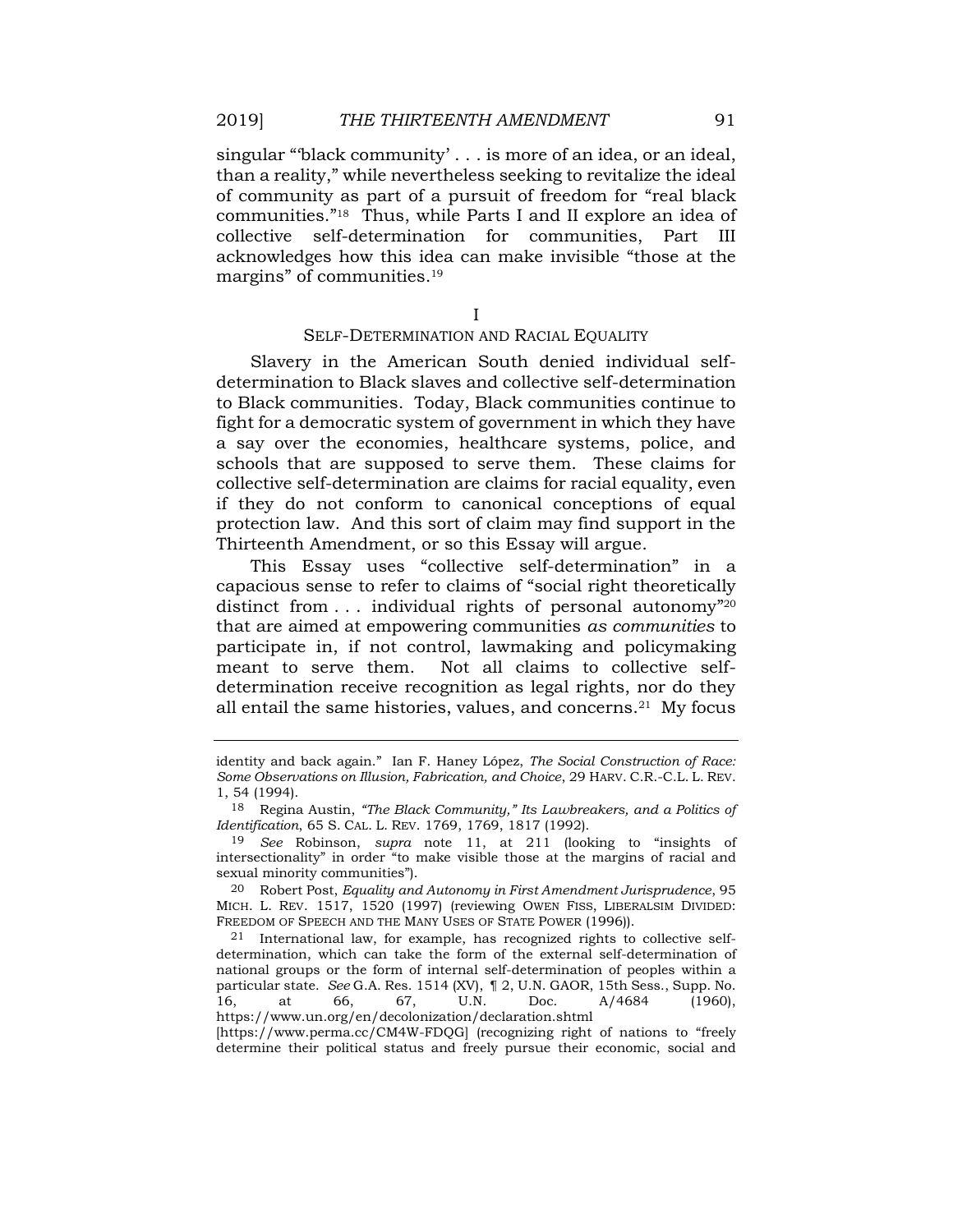singular "'black community' . . . is more of an idea, or an ideal, than a reality," while nevertheless seeking to revitalize the ideal of community as part of a pursuit of freedom for "real black communities."[18] Thus, while Parts I and II explore an idea of collective self-determination for communities, Part III acknowledges how this idea can make invisible "those at the margins" of communities.[19]

## I
## SELF-DETERMINATION AND RACIAL EQUALITY

Slavery in the American South denied individual self-determination to Black slaves and collective self-determination to Black communities. Today, Black communities continue to fight for a democratic system of government in which they have a say over the economies, healthcare systems, police, and schools that are supposed to serve them. These claims for collective self-determination are claims for racial equality, even if they do not conform to canonical conceptions of equal protection law. And this sort of claim may find support in the Thirteenth Amendment, or so this Essay will argue.

This Essay uses "collective self-determination" in a capacious sense to refer to claims of "social right theoretically distinct from . . . individual rights of personal autonomy"[20] that are aimed at empowering communities *as communities* to participate in, if not control, lawmaking and policymaking meant to serve them. Not all claims to collective self-determination receive recognition as legal rights, nor do they all entail the same histories, values, and concerns.[21] My focus

---

identity and back again." Ian F. Haney López, *The Social Construction of Race: Some Observations on Illusion, Fabrication, and Choice*, 29 HARV. C.R.-C.L. L. REV. 1, 54 (1994).

18 Regina Austin, *"The Black Community," Its Lawbreakers, and a Politics of Identification*, 65 S. CAL. L. REV. 1769, 1769, 1817 (1992).

19 *See* Robinson, *supra* note 11, at 211 (looking to "insights of intersectionality" in order "to make visible those at the margins of racial and sexual minority communities").

20 Robert Post, *Equality and Autonomy in First Amendment Jurisprudence*, 95 MICH. L. REV. 1517, 1520 (1997) (reviewing OWEN FISS, LIBERALSIM DIVIDED: FREEDOM OF SPEECH AND THE MANY USES OF STATE POWER (1996)).

21 International law, for example, has recognized rights to collective self-determination, which can take the form of the external self-determination of national groups or the form of internal self-determination of peoples within a particular state. *See* G.A. Res. 1514 (XV), ¶ 2, U.N. GAOR, 15th Sess., Supp. No. 16, at 66, 67, U.N. Doc. A/4684 (1960), https://www.un.org/en/decolonization/declaration.shtml [https://www.perma.cc/CM4W-FDQG] (recognizing right of nations to "freely determine their political status and freely pursue their economic, social and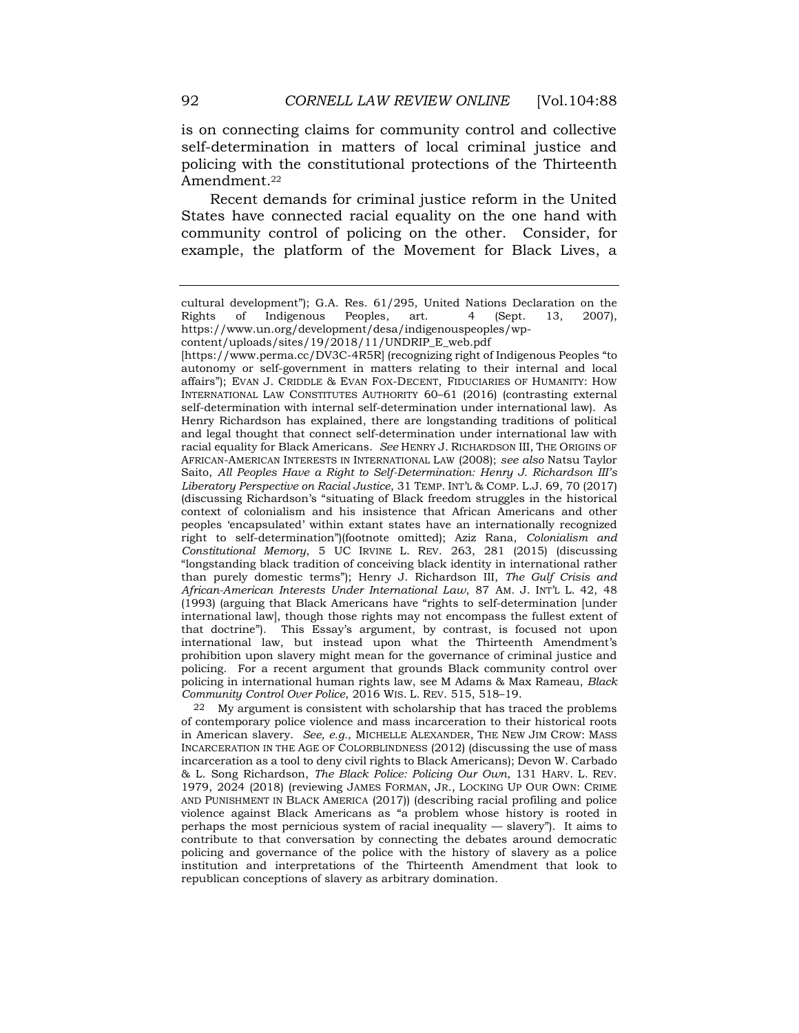is on connecting claims for community control and collective self-determination in matters of local criminal justice and policing with the constitutional protections of the Thirteenth Amendment.[22]

Recent demands for criminal justice reform in the United States have connected racial equality on the one hand with community control of policing on the other. Consider, for example, the platform of the Movement for Black Lives, a

---

cultural development"); G.A. Res. 61/295, United Nations Declaration on the Rights of Indigenous Peoples, art. 4 (Sept. 13, 2007), https://www.un.org/development/desa/indigenouspeoples/wp-content/uploads/sites/19/2018/11/UNDRIP_E_web.pdf [https://www.perma.cc/DV3C-4R5R] (recognizing right of Indigenous Peoples "to autonomy or self-government in matters relating to their internal and local affairs"); EVAN J. CRIDDLE & EVAN FOX-DECENT, FIDUCIARIES OF HUMANITY: HOW INTERNATIONAL LAW CONSTITUTES AUTHORITY 60–61 (2016) (contrasting external self-determination with internal self-determination under international law). As Henry Richardson has explained, there are longstanding traditions of political and legal thought that connect self-determination under international law with racial equality for Black Americans. *See* HENRY J. RICHARDSON III, THE ORIGINS OF AFRICAN-AMERICAN INTERESTS IN INTERNATIONAL LAW (2008); *see also* Natsu Taylor Saito, *All Peoples Have a Right to Self-Determination: Henry J. Richardson III's Liberatory Perspective on Racial Justice*, 31 TEMP. INT'L & COMP. L.J. 69, 70 (2017) (discussing Richardson's "situating of Black freedom struggles in the historical context of colonialism and his insistence that African Americans and other peoples 'encapsulated' within extant states have an internationally recognized right to self-determination")(footnote omitted); Aziz Rana, *Colonialism and Constitutional Memory*, 5 UC IRVINE L. REV. 263, 281 (2015) (discussing "longstanding black tradition of conceiving black identity in international rather than purely domestic terms"); Henry J. Richardson III, *The Gulf Crisis and African-American Interests Under International Law*, 87 AM. J. INT'L L. 42, 48 (1993) (arguing that Black Americans have "rights to self-determination [under international law], though those rights may not encompass the fullest extent of that doctrine"). This Essay's argument, by contrast, is focused not upon international law, but instead upon what the Thirteenth Amendment's prohibition upon slavery might mean for the governance of criminal justice and policing. For a recent argument that grounds Black community control over policing in international human rights law, see M Adams & Max Rameau, *Black Community Control Over Police*, 2016 WIS. L. REV. 515, 518–19.

22 My argument is consistent with scholarship that has traced the problems of contemporary police violence and mass incarceration to their historical roots in American slavery. *See, e.g.*, MICHELLE ALEXANDER, THE NEW JIM CROW: MASS INCARCERATION IN THE AGE OF COLORBLINDNESS (2012) (discussing the use of mass incarceration as a tool to deny civil rights to Black Americans); Devon W. Carbado & L. Song Richardson, *The Black Police: Policing Our Own*, 131 HARV. L. REV. 1979, 2024 (2018) (reviewing JAMES FORMAN, JR., LOCKING UP OUR OWN: CRIME AND PUNISHMENT IN BLACK AMERICA (2017)) (describing racial profiling and police violence against Black Americans as "a problem whose history is rooted in perhaps the most pernicious system of racial inequality — slavery"). It aims to contribute to that conversation by connecting the debates around democratic policing and governance of the police with the history of slavery as a police institution and interpretations of the Thirteenth Amendment that look to republican conceptions of slavery as arbitrary domination.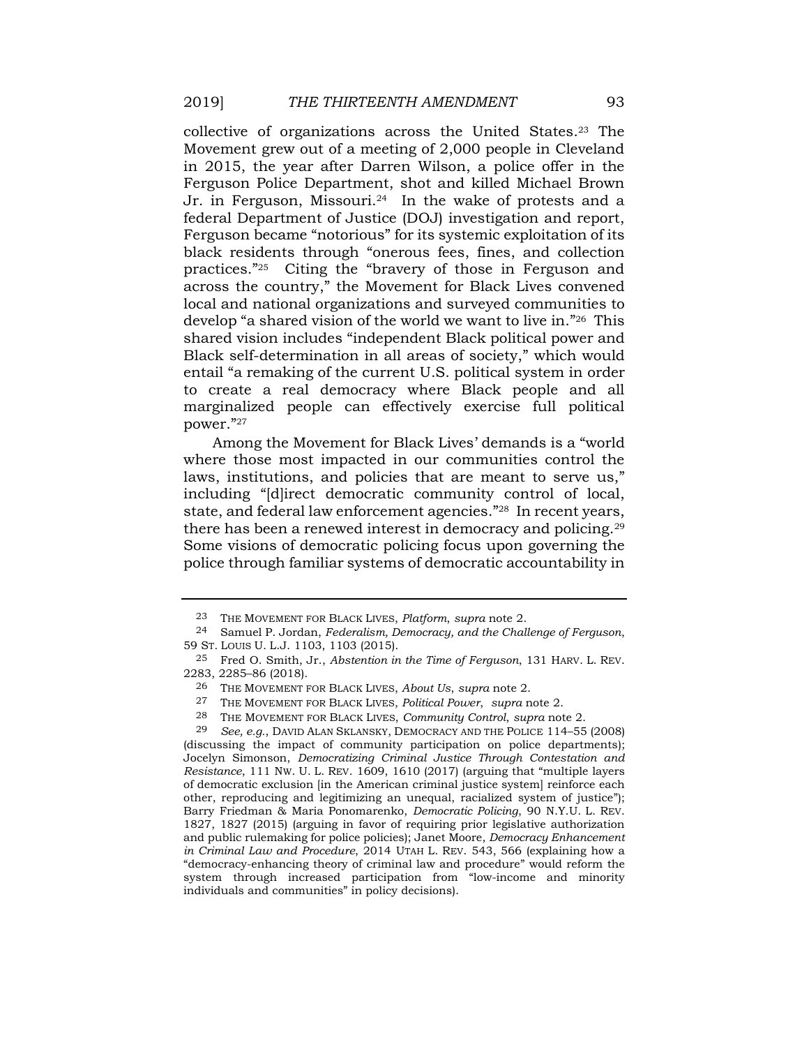collective of organizations across the United States.[23] The Movement grew out of a meeting of 2,000 people in Cleveland in 2015, the year after Darren Wilson, a police offer in the Ferguson Police Department, shot and killed Michael Brown Jr. in Ferguson, Missouri.[24] In the wake of protests and a federal Department of Justice (DOJ) investigation and report, Ferguson became "notorious" for its systemic exploitation of its black residents through "onerous fees, fines, and collection practices."[25] Citing the "bravery of those in Ferguson and across the country," the Movement for Black Lives convened local and national organizations and surveyed communities to develop "a shared vision of the world we want to live in."[26] This shared vision includes "independent Black political power and Black self-determination in all areas of society," which would entail "a remaking of the current U.S. political system in order to create a real democracy where Black people and all marginalized people can effectively exercise full political power."[27]

Among the Movement for Black Lives' demands is a "world where those most impacted in our communities control the laws, institutions, and policies that are meant to serve us," including "[d]irect democratic community control of local, state, and federal law enforcement agencies."[28] In recent years, there has been a renewed interest in democracy and policing.[29] Some visions of democratic policing focus upon governing the police through familiar systems of democratic accountability in

---

23 THE MOVEMENT FOR BLACK LIVES, *Platform*, *supra* note 2.

24 Samuel P. Jordan, *Federalism, Democracy, and the Challenge of Ferguson*, 59 ST. LOUIS U. L.J. 1103, 1103 (2015).

25 Fred O. Smith, Jr., *Abstention in the Time of Ferguson*, 131 HARV. L. REV. 2283, 2285–86 (2018).

26 THE MOVEMENT FOR BLACK LIVES, *About Us*, *supra* note 2.

27 THE MOVEMENT FOR BLACK LIVES, *Political Power*, *supra* note 2.

28 THE MOVEMENT FOR BLACK LIVES, *Community Control*, *supra* note 2.

29 *See, e.g.*, DAVID ALAN SKLANSKY, DEMOCRACY AND THE POLICE 114–55 (2008) (discussing the impact of community participation on police departments); Jocelyn Simonson, *Democratizing Criminal Justice Through Contestation and Resistance*, 111 NW. U. L. REV. 1609, 1610 (2017) (arguing that "multiple layers of democratic exclusion [in the American criminal justice system] reinforce each other, reproducing and legitimizing an unequal, racialized system of justice"); Barry Friedman & Maria Ponomarenko, *Democratic Policing*, 90 N.Y.U. L. REV. 1827, 1827 (2015) (arguing in favor of requiring prior legislative authorization and public rulemaking for police policies); Janet Moore, *Democracy Enhancement in Criminal Law and Procedure*, 2014 UTAH L. REV. 543, 566 (explaining how a "democracy-enhancing theory of criminal law and procedure" would reform the system through increased participation from "low-income and minority individuals and communities" in policy decisions).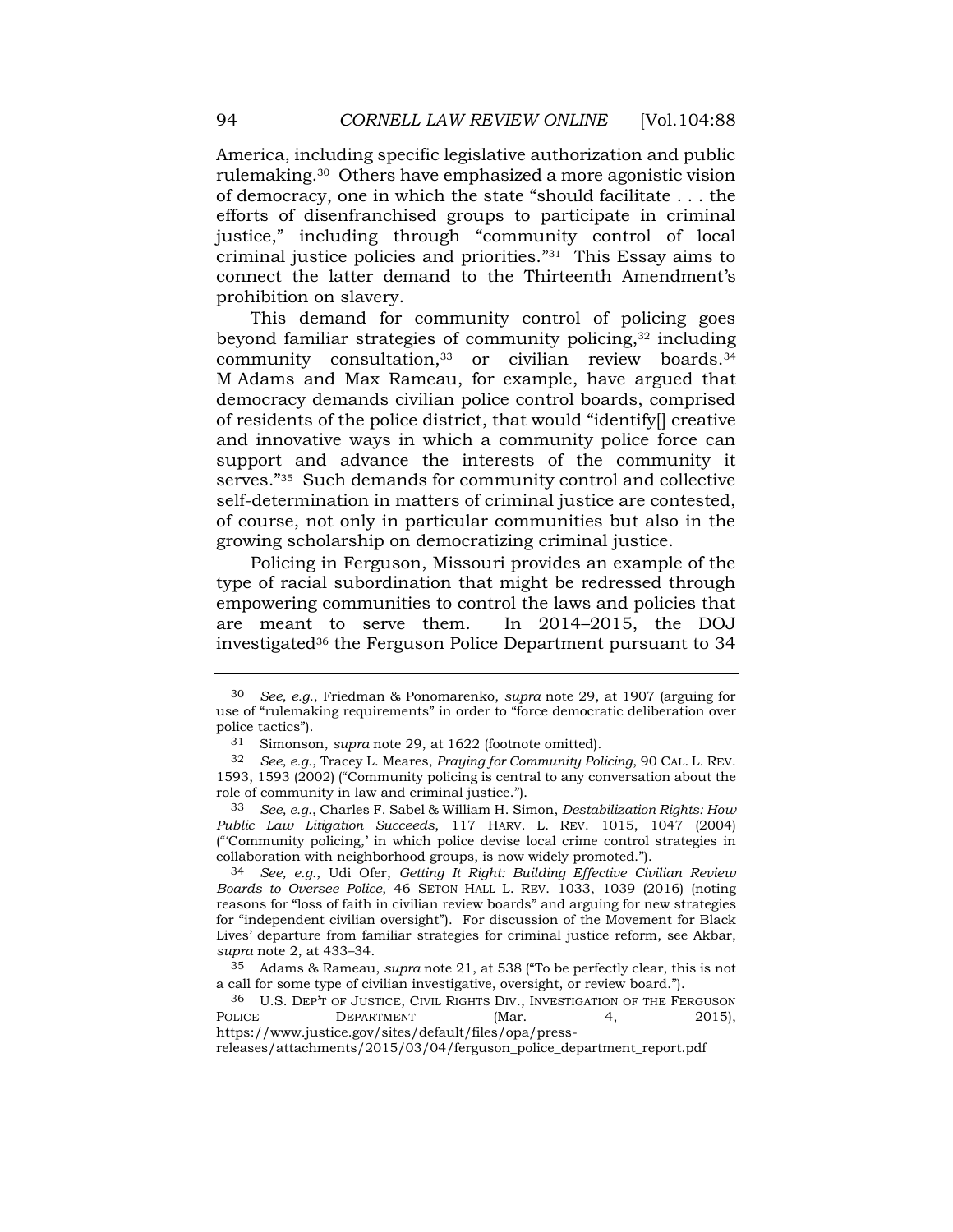America, including specific legislative authorization and public rulemaking.[30] Others have emphasized a more agonistic vision of democracy, one in which the state "should facilitate . . . the efforts of disenfranchised groups to participate in criminal justice," including through "community control of local criminal justice policies and priorities."[31] This Essay aims to connect the latter demand to the Thirteenth Amendment's prohibition on slavery.

This demand for community control of policing goes beyond familiar strategies of community policing,[32] including community consultation,[33] or civilian review boards.[34] M Adams and Max Rameau, for example, have argued that democracy demands civilian police control boards, comprised of residents of the police district, that would "identify[] creative and innovative ways in which a community police force can support and advance the interests of the community it serves."[35] Such demands for community control and collective self-determination in matters of criminal justice are contested, of course, not only in particular communities but also in the growing scholarship on democratizing criminal justice.

Policing in Ferguson, Missouri provides an example of the type of racial subordination that might be redressed through empowering communities to control the laws and policies that are meant to serve them. In 2014–2015, the DOJ investigated[36] the Ferguson Police Department pursuant to 34

---

[30] *See, e.g.*, Friedman & Ponomarenko, *supra* note 29, at 1907 (arguing for use of "rulemaking requirements" in order to "force democratic deliberation over police tactics").

[31] Simonson, *supra* note 29, at 1622 (footnote omitted).

[32] *See, e.g.*, Tracey L. Meares, *Praying for Community Policing*, 90 CAL. L. REV. 1593, 1593 (2002) ("Community policing is central to any conversation about the role of community in law and criminal justice.").

[33] *See, e.g.*, Charles F. Sabel & William H. Simon, *Destabilization Rights: How Public Law Litigation Succeeds*, 117 HARV. L. REV. 1015, 1047 (2004) ("'Community policing,' in which police devise local crime control strategies in collaboration with neighborhood groups, is now widely promoted.").

[34] *See, e.g.*, Udi Ofer, *Getting It Right: Building Effective Civilian Review Boards to Oversee Police*, 46 SETON HALL L. REV. 1033, 1039 (2016) (noting reasons for "loss of faith in civilian review boards" and arguing for new strategies for "independent civilian oversight"). For discussion of the Movement for Black Lives' departure from familiar strategies for criminal justice reform, see Akbar, *supra* note 2, at 433–34.

[35] Adams & Rameau, *supra* note 21, at 538 ("To be perfectly clear, this is not a call for some type of civilian investigative, oversight, or review board.").

[36] U.S. DEP'T OF JUSTICE, CIVIL RIGHTS DIV., INVESTIGATION OF THE FERGUSON POLICE DEPARTMENT (Mar. 4, 2015), https://www.justice.gov/sites/default/files/opa/press-releases/attachments/2015/03/04/ferguson_police_department_report.pdf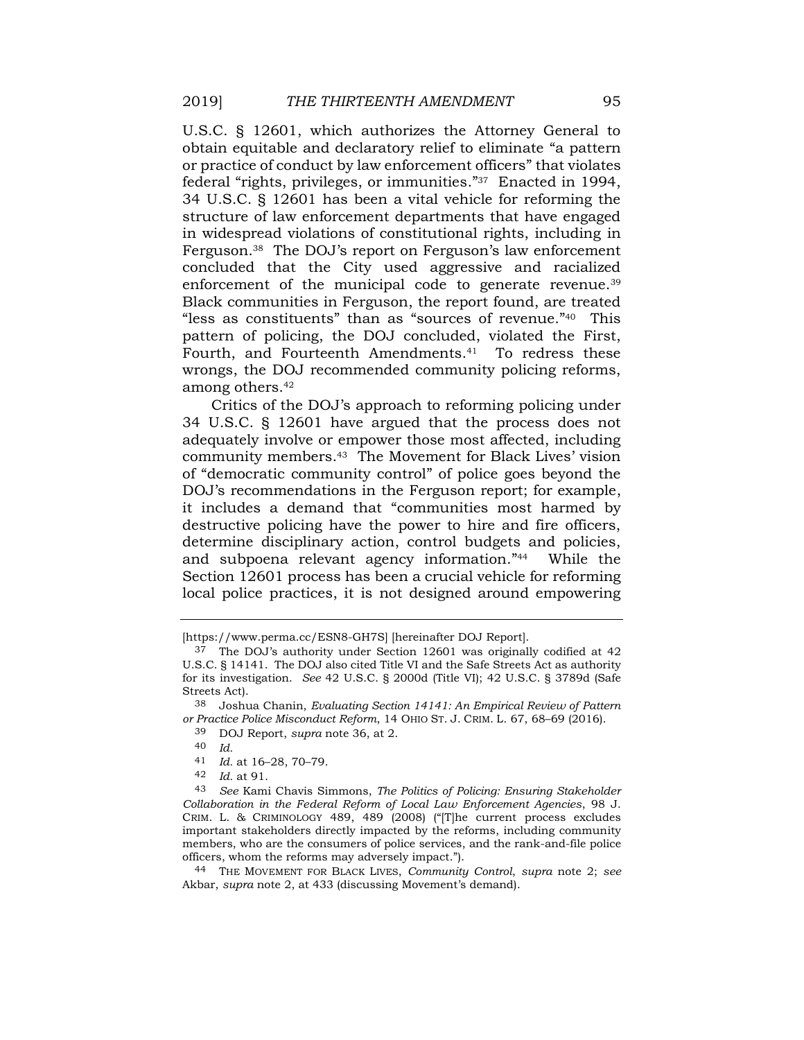U.S.C. § 12601, which authorizes the Attorney General to obtain equitable and declaratory relief to eliminate "a pattern or practice of conduct by law enforcement officers" that violates federal "rights, privileges, or immunities."[37] Enacted in 1994, 34 U.S.C. § 12601 has been a vital vehicle for reforming the structure of law enforcement departments that have engaged in widespread violations of constitutional rights, including in Ferguson.[38] The DOJ's report on Ferguson's law enforcement concluded that the City used aggressive and racialized enforcement of the municipal code to generate revenue.[39] Black communities in Ferguson, the report found, are treated "less as constituents" than as "sources of revenue."[40] This pattern of policing, the DOJ concluded, violated the First, Fourth, and Fourteenth Amendments.[41] To redress these wrongs, the DOJ recommended community policing reforms, among others.[42]

Critics of the DOJ's approach to reforming policing under 34 U.S.C. § 12601 have argued that the process does not adequately involve or empower those most affected, including community members.[43] The Movement for Black Lives' vision of "democratic community control" of police goes beyond the DOJ's recommendations in the Ferguson report; for example, it includes a demand that "communities most harmed by destructive policing have the power to hire and fire officers, determine disciplinary action, control budgets and policies, and subpoena relevant agency information."[44] While the Section 12601 process has been a crucial vehicle for reforming local police practices, it is not designed around empowering

---

[https://www.perma.cc/ESN8-GH7S] [hereinafter DOJ Report].

[37] The DOJ's authority under Section 12601 was originally codified at 42 U.S.C. § 14141. The DOJ also cited Title VI and the Safe Streets Act as authority for its investigation. *See* 42 U.S.C. § 2000d (Title VI); 42 U.S.C. § 3789d (Safe Streets Act).

[38] Joshua Chanin, *Evaluating Section 14141: An Empirical Review of Pattern or Practice Police Misconduct Reform*, 14 OHIO ST. J. CRIM. L. 67, 68–69 (2016).

[39] DOJ Report, *supra* note 36, at 2.

[40] *Id.*

[41] *Id.* at 16–28, 70–79.

[42] *Id.* at 91.

[43] *See* Kami Chavis Simmons, *The Politics of Policing: Ensuring Stakeholder Collaboration in the Federal Reform of Local Law Enforcement Agencies*, 98 J. CRIM. L. & CRIMINOLOGY 489, 489 (2008) ("[T]he current process excludes important stakeholders directly impacted by the reforms, including community members, who are the consumers of police services, and the rank-and-file police officers, whom the reforms may adversely impact.").

[44] THE MOVEMENT FOR BLACK LIVES, *Community Control*, *supra* note 2; *see* Akbar, *supra* note 2, at 433 (discussing Movement's demand).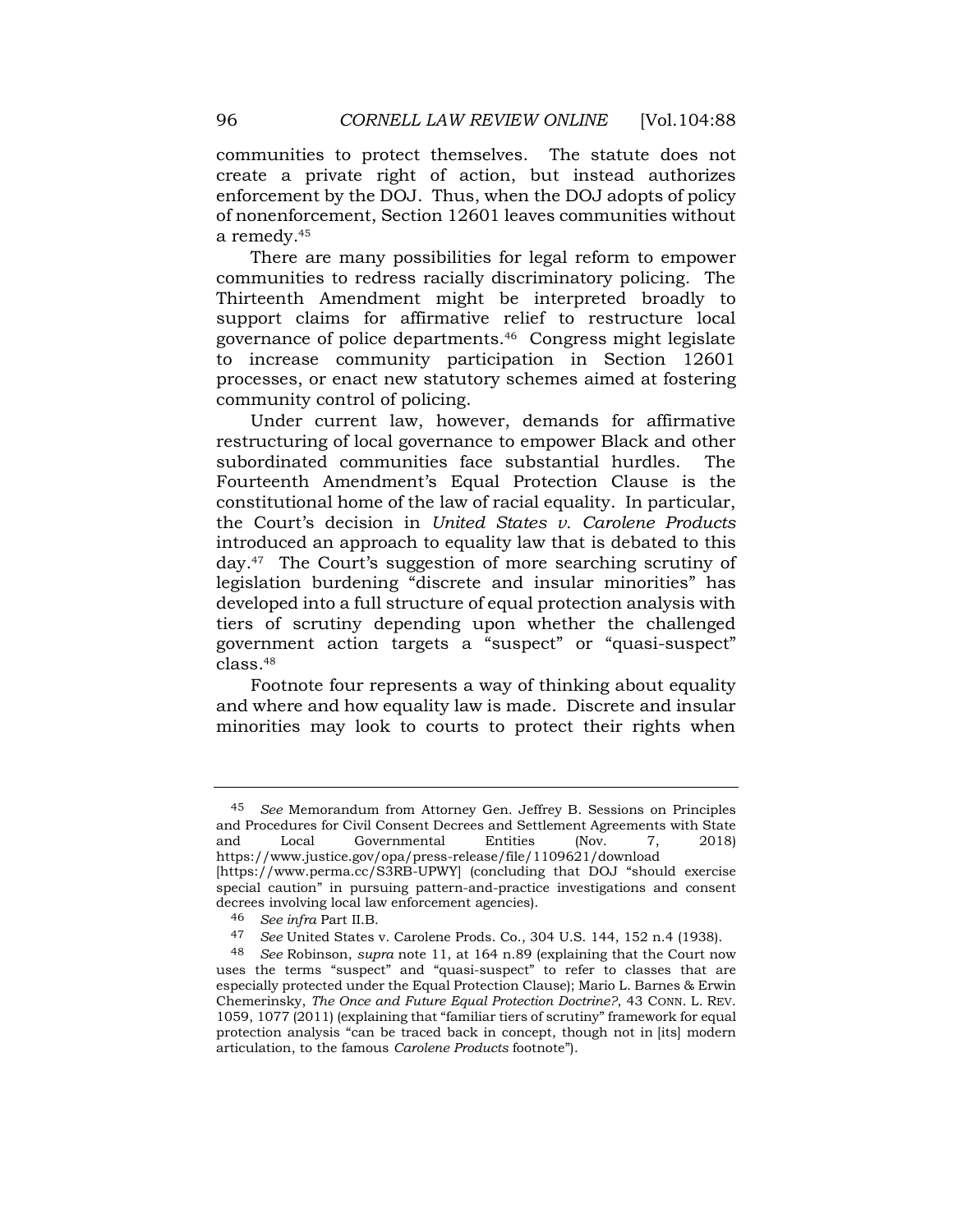communities to protect themselves. The statute does not create a private right of action, but instead authorizes enforcement by the DOJ. Thus, when the DOJ adopts of policy of nonenforcement, Section 12601 leaves communities without a remedy.[45]

There are many possibilities for legal reform to empower communities to redress racially discriminatory policing. The Thirteenth Amendment might be interpreted broadly to support claims for affirmative relief to restructure local governance of police departments.[46] Congress might legislate to increase community participation in Section 12601 processes, or enact new statutory schemes aimed at fostering community control of policing.

Under current law, however, demands for affirmative restructuring of local governance to empower Black and other subordinated communities face substantial hurdles. The Fourteenth Amendment's Equal Protection Clause is the constitutional home of the law of racial equality. In particular, the Court's decision in *United States v. Carolene Products* introduced an approach to equality law that is debated to this day.[47] The Court's suggestion of more searching scrutiny of legislation burdening "discrete and insular minorities" has developed into a full structure of equal protection analysis with tiers of scrutiny depending upon whether the challenged government action targets a "suspect" or "quasi-suspect" class.[48]

Footnote four represents a way of thinking about equality and where and how equality law is made. Discrete and insular minorities may look to courts to protect their rights when

---

45 *See* Memorandum from Attorney Gen. Jeffrey B. Sessions on Principles and Procedures for Civil Consent Decrees and Settlement Agreements with State and Local Governmental Entities (Nov. 7, 2018) https://www.justice.gov/opa/press-release/file/1109621/download [https://www.perma.cc/S3RB-UPWY] (concluding that DOJ "should exercise special caution" in pursuing pattern-and-practice investigations and consent decrees involving local law enforcement agencies).

46 *See infra* Part II.B.

47 *See* United States v. Carolene Prods. Co., 304 U.S. 144, 152 n.4 (1938).

48 *See* Robinson, *supra* note 11, at 164 n.89 (explaining that the Court now uses the terms "suspect" and "quasi-suspect" to refer to classes that are especially protected under the Equal Protection Clause); Mario L. Barnes & Erwin Chemerinsky, *The Once and Future Equal Protection Doctrine?*, 43 CONN. L. REV. 1059, 1077 (2011) (explaining that "familiar tiers of scrutiny" framework for equal protection analysis "can be traced back in concept, though not in [its] modern articulation, to the famous *Carolene Products* footnote").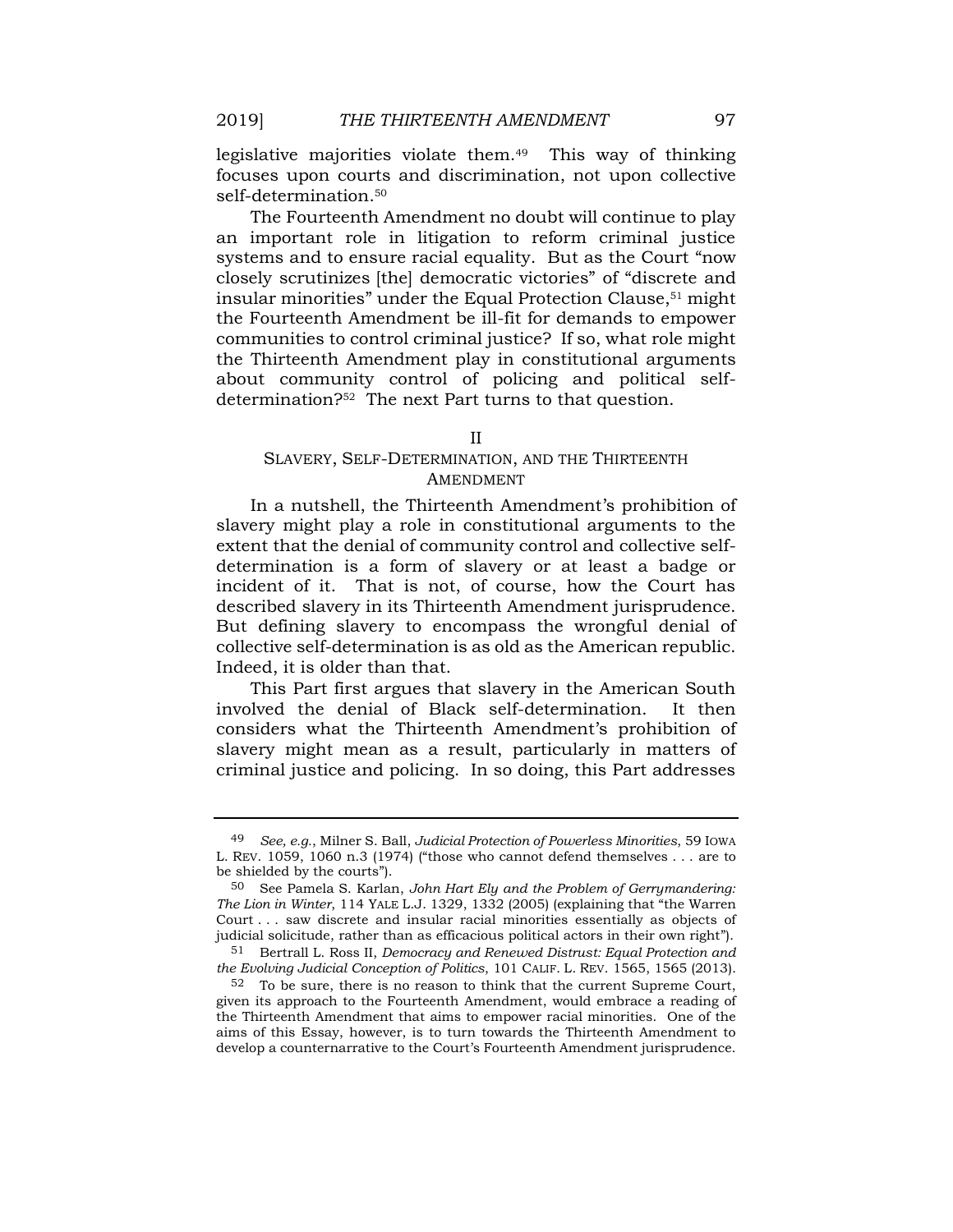legislative majorities violate them.[49] This way of thinking focuses upon courts and discrimination, not upon collective self-determination.[50]

The Fourteenth Amendment no doubt will continue to play an important role in litigation to reform criminal justice systems and to ensure racial equality. But as the Court "now closely scrutinizes [the] democratic victories" of "discrete and insular minorities" under the Equal Protection Clause,[51] might the Fourteenth Amendment be ill-fit for demands to empower communities to control criminal justice? If so, what role might the Thirteenth Amendment play in constitutional arguments about community control of policing and political self-determination?[52] The next Part turns to that question.

## II
## SLAVERY, SELF-DETERMINATION, AND THE THIRTEENTH AMENDMENT

In a nutshell, the Thirteenth Amendment's prohibition of slavery might play a role in constitutional arguments to the extent that the denial of community control and collective self-determination is a form of slavery or at least a badge or incident of it. That is not, of course, how the Court has described slavery in its Thirteenth Amendment jurisprudence. But defining slavery to encompass the wrongful denial of collective self-determination is as old as the American republic. Indeed, it is older than that.

This Part first argues that slavery in the American South involved the denial of Black self-determination. It then considers what the Thirteenth Amendment's prohibition of slavery might mean as a result, particularly in matters of criminal justice and policing. In so doing, this Part addresses

---

49 *See, e.g.*, Milner S. Ball, *Judicial Protection of Powerless Minorities*, 59 IOWA L. REV. 1059, 1060 n.3 (1974) ("those who cannot defend themselves . . . are to be shielded by the courts").

50 See Pamela S. Karlan, *John Hart Ely and the Problem of Gerrymandering: The Lion in Winter*, 114 YALE L.J. 1329, 1332 (2005) (explaining that "the Warren Court . . . saw discrete and insular racial minorities essentially as objects of judicial solicitude, rather than as efficacious political actors in their own right").

51 Bertrall L. Ross II, *Democracy and Renewed Distrust: Equal Protection and the Evolving Judicial Conception of Politics*, 101 CALIF. L. REV. 1565, 1565 (2013).

52 To be sure, there is no reason to think that the current Supreme Court, given its approach to the Fourteenth Amendment, would embrace a reading of the Thirteenth Amendment that aims to empower racial minorities. One of the aims of this Essay, however, is to turn towards the Thirteenth Amendment to develop a counternarrative to the Court's Fourteenth Amendment jurisprudence.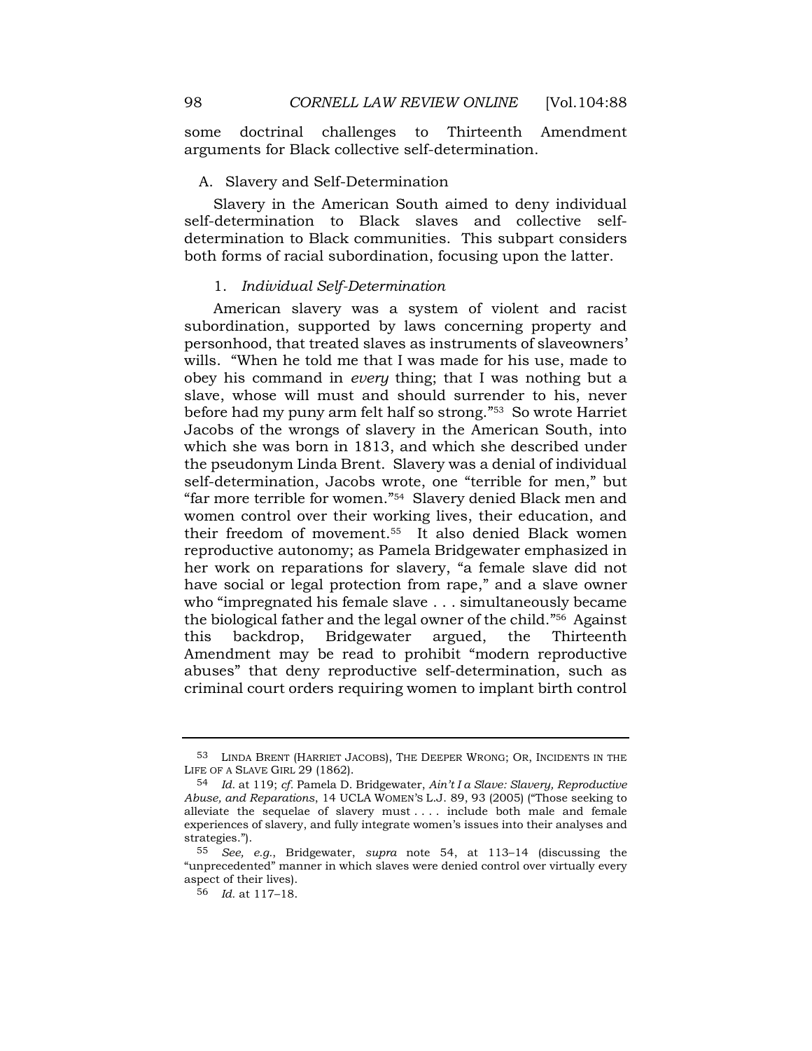some doctrinal challenges to Thirteenth Amendment arguments for Black collective self-determination.

## A. Slavery and Self-Determination

Slavery in the American South aimed to deny individual self-determination to Black slaves and collective self-determination to Black communities. This subpart considers both forms of racial subordination, focusing upon the latter.

### 1. *Individual Self-Determination*

American slavery was a system of violent and racist subordination, supported by laws concerning property and personhood, that treated slaves as instruments of slaveowners' wills. "When he told me that I was made for his use, made to obey his command in *every* thing; that I was nothing but a slave, whose will must and should surrender to his, never before had my puny arm felt half so strong."[53] So wrote Harriet Jacobs of the wrongs of slavery in the American South, into which she was born in 1813, and which she described under the pseudonym Linda Brent. Slavery was a denial of individual self-determination, Jacobs wrote, one "terrible for men," but "far more terrible for women."[54] Slavery denied Black men and women control over their working lives, their education, and their freedom of movement.[55] It also denied Black women reproductive autonomy; as Pamela Bridgewater emphasized in her work on reparations for slavery, "a female slave did not have social or legal protection from rape," and a slave owner who "impregnated his female slave . . . simultaneously became the biological father and the legal owner of the child."[56] Against this backdrop, Bridgewater argued, the Thirteenth Amendment may be read to prohibit "modern reproductive abuses" that deny reproductive self-determination, such as criminal court orders requiring women to implant birth control

---

[53] LINDA BRENT (HARRIET JACOBS), THE DEEPER WRONG; OR, INCIDENTS IN THE LIFE OF A SLAVE GIRL 29 (1862).

[54] *Id.* at 119; *cf.* Pamela D. Bridgewater, *Ain't I a Slave: Slavery, Reproductive Abuse, and Reparations*, 14 UCLA WOMEN'S L.J. 89, 93 (2005) ("Those seeking to alleviate the sequelae of slavery must . . . . include both male and female experiences of slavery, and fully integrate women's issues into their analyses and strategies.").

[55] *See, e.g.*, Bridgewater, *supra* note 54, at 113–14 (discussing the "unprecedented" manner in which slaves were denied control over virtually every aspect of their lives).

[56] *Id.* at 117–18.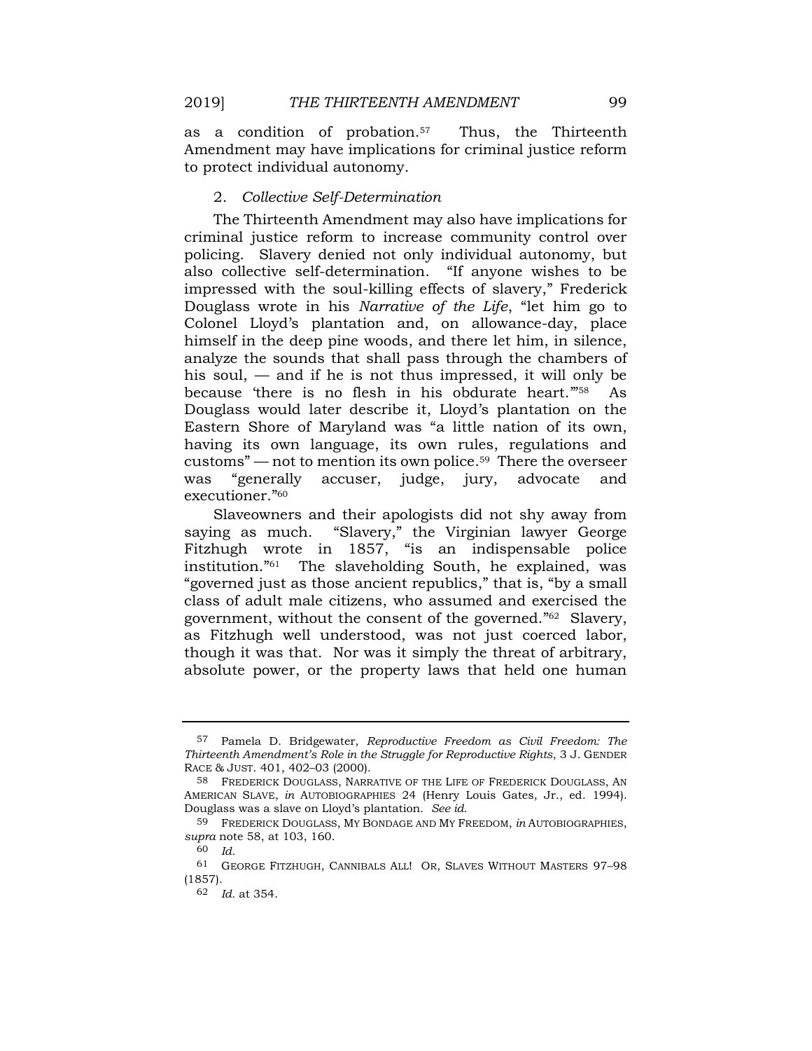as a condition of probation.[57] Thus, the Thirteenth Amendment may have implications for criminal justice reform to protect individual autonomy.

### 2. *Collective Self-Determination*

The Thirteenth Amendment may also have implications for criminal justice reform to increase community control over policing. Slavery denied not only individual autonomy, but also collective self-determination. "If anyone wishes to be impressed with the soul-killing effects of slavery," Frederick Douglass wrote in his *Narrative of the Life*, "let him go to Colonel Lloyd's plantation and, on allowance-day, place himself in the deep pine woods, and there let him, in silence, analyze the sounds that shall pass through the chambers of his soul, — and if he is not thus impressed, it will only be because 'there is no flesh in his obdurate heart.'"[58] As Douglass would later describe it, Lloyd's plantation on the Eastern Shore of Maryland was "a little nation of its own, having its own language, its own rules, regulations and customs" — not to mention its own police.[59] There the overseer was "generally accuser, judge, jury, advocate and executioner."[60]

Slaveowners and their apologists did not shy away from saying as much. "Slavery," the Virginian lawyer George Fitzhugh wrote in 1857, "is an indispensable police institution."[61] The slaveholding South, he explained, was "governed just as those ancient republics," that is, "by a small class of adult male citizens, who assumed and exercised the government, without the consent of the governed."[62] Slavery, as Fitzhugh well understood, was not just coerced labor, though it was that. Nor was it simply the threat of arbitrary, absolute power, or the property laws that held one human

---

[57] Pamela D. Bridgewater, *Reproductive Freedom as Civil Freedom: The Thirteenth Amendment's Role in the Struggle for Reproductive Rights*, 3 J. GENDER RACE & JUST. 401, 402–03 (2000).

[58] FREDERICK DOUGLASS, NARRATIVE OF THE LIFE OF FREDERICK DOUGLASS, AN AMERICAN SLAVE, *in* AUTOBIOGRAPHIES 24 (Henry Louis Gates, Jr., ed. 1994). Douglass was a slave on Lloyd's plantation. *See id.*

[59] FREDERICK DOUGLASS, MY BONDAGE AND MY FREEDOM, *in* AUTOBIOGRAPHIES, *supra* note 58, at 103, 160.

[60] *Id.*

[61] GEORGE FITZHUGH, CANNIBALS ALL! OR, SLAVES WITHOUT MASTERS 97–98 (1857).

[62] *Id.* at 354.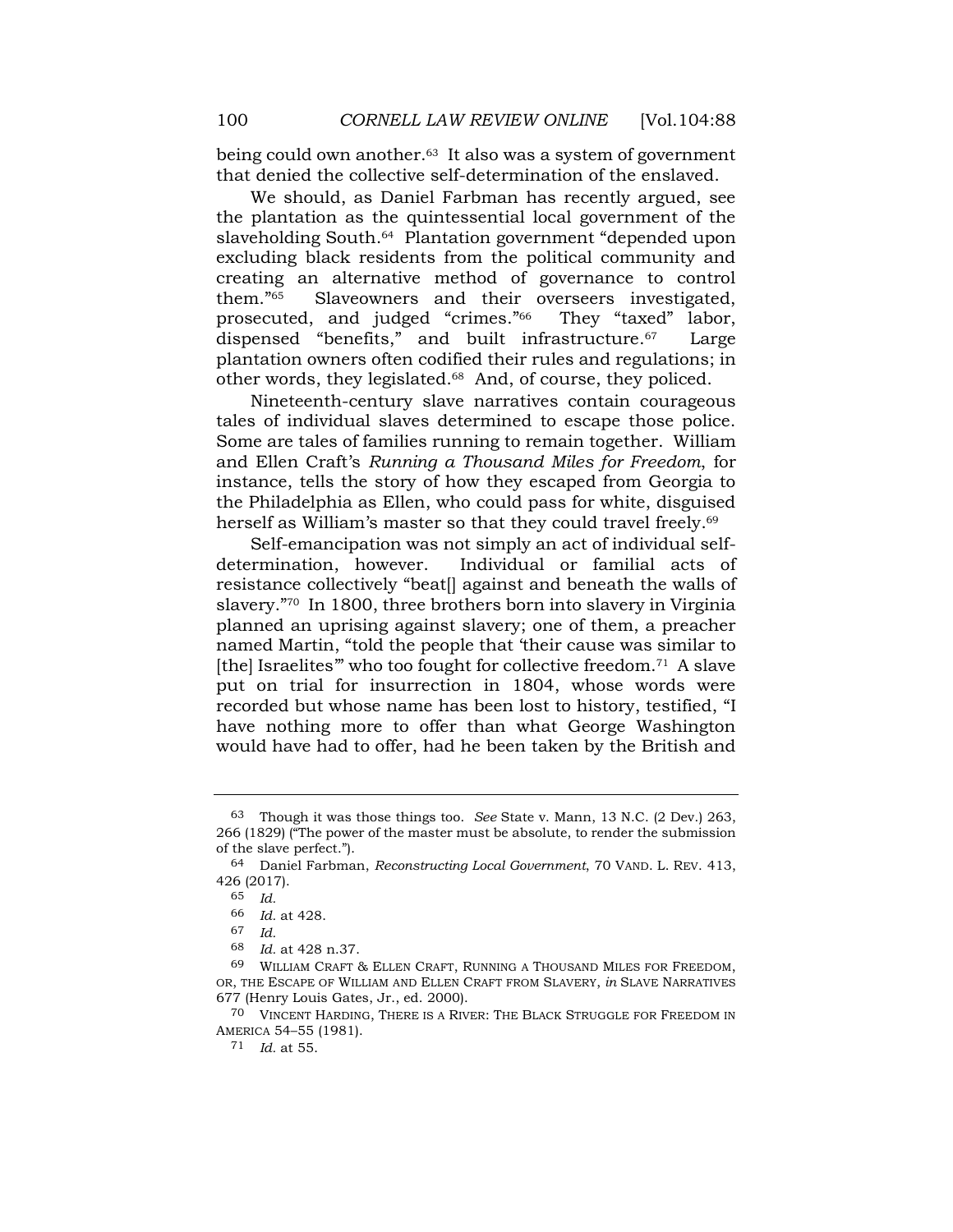being could own another.[63] It also was a system of government that denied the collective self-determination of the enslaved.

We should, as Daniel Farbman has recently argued, see the plantation as the quintessential local government of the slaveholding South.[64] Plantation government "depended upon excluding black residents from the political community and creating an alternative method of governance to control them."[65] Slaveowners and their overseers investigated, prosecuted, and judged "crimes."[66] They "taxed" labor, dispensed "benefits," and built infrastructure.[67] Large plantation owners often codified their rules and regulations; in other words, they legislated.[68] And, of course, they policed.

Nineteenth-century slave narratives contain courageous tales of individual slaves determined to escape those police. Some are tales of families running to remain together. William and Ellen Craft's *Running a Thousand Miles for Freedom*, for instance, tells the story of how they escaped from Georgia to the Philadelphia as Ellen, who could pass for white, disguised herself as William's master so that they could travel freely.[69]

Self-emancipation was not simply an act of individual self-determination, however. Individual or familial acts of resistance collectively "beat[] against and beneath the walls of slavery."[70] In 1800, three brothers born into slavery in Virginia planned an uprising against slavery; one of them, a preacher named Martin, "told the people that 'their cause was similar to [the] Israelites'" who too fought for collective freedom.[71] A slave put on trial for insurrection in 1804, whose words were recorded but whose name has been lost to history, testified, "I have nothing more to offer than what George Washington would have had to offer, had he been taken by the British and

---

63 Though it was those things too. *See* State v. Mann, 13 N.C. (2 Dev.) 263, 266 (1829) ("The power of the master must be absolute, to render the submission of the slave perfect.").

64 Daniel Farbman, *Reconstructing Local Government*, 70 VAND. L. REV. 413, 426 (2017).

65 *Id.*

66 *Id.* at 428.

67 *Id.*

68 *Id.* at 428 n.37.

69 WILLIAM CRAFT & ELLEN CRAFT, RUNNING A THOUSAND MILES FOR FREEDOM, OR, THE ESCAPE OF WILLIAM AND ELLEN CRAFT FROM SLAVERY, *in* SLAVE NARRATIVES 677 (Henry Louis Gates, Jr., ed. 2000).

70 VINCENT HARDING, THERE IS A RIVER: THE BLACK STRUGGLE FOR FREEDOM IN AMERICA 54–55 (1981).

71 *Id.* at 55.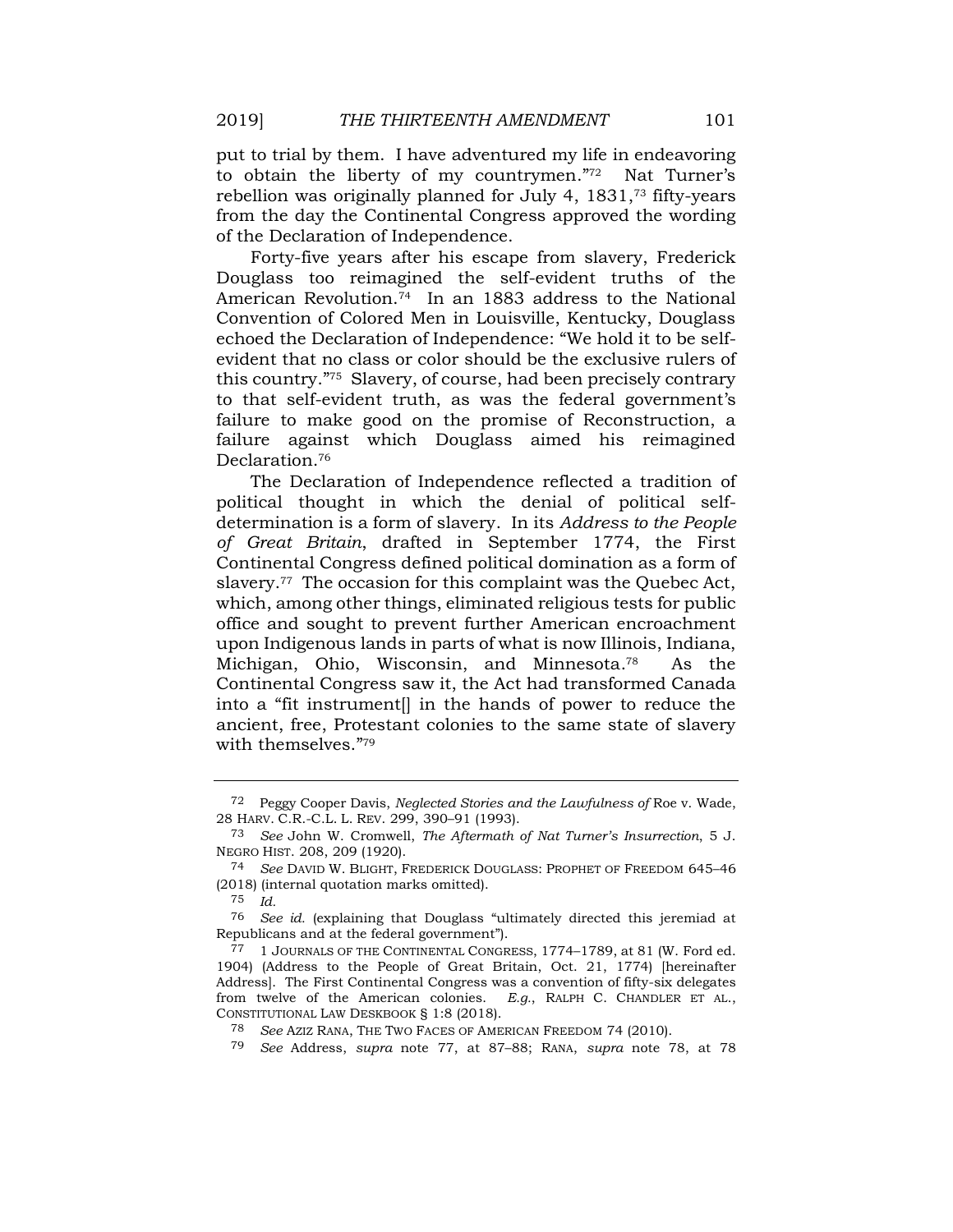put to trial by them. I have adventured my life in endeavoring to obtain the liberty of my countrymen."[72] Nat Turner's rebellion was originally planned for July 4, 1831,[73] fifty-years from the day the Continental Congress approved the wording of the Declaration of Independence.

Forty-five years after his escape from slavery, Frederick Douglass too reimagined the self-evident truths of the American Revolution.[74] In an 1883 address to the National Convention of Colored Men in Louisville, Kentucky, Douglass echoed the Declaration of Independence: "We hold it to be self-evident that no class or color should be the exclusive rulers of this country."[75] Slavery, of course, had been precisely contrary to that self-evident truth, as was the federal government's failure to make good on the promise of Reconstruction, a failure against which Douglass aimed his reimagined Declaration.[76]

The Declaration of Independence reflected a tradition of political thought in which the denial of political self-determination is a form of slavery. In its *Address to the People of Great Britain*, drafted in September 1774, the First Continental Congress defined political domination as a form of slavery.[77] The occasion for this complaint was the Quebec Act, which, among other things, eliminated religious tests for public office and sought to prevent further American encroachment upon Indigenous lands in parts of what is now Illinois, Indiana, Michigan, Ohio, Wisconsin, and Minnesota.[78] As the Continental Congress saw it, the Act had transformed Canada into a "fit instrument[] in the hands of power to reduce the ancient, free, Protestant colonies to the same state of slavery with themselves."[79]

---

72 Peggy Cooper Davis, *Neglected Stories and the Lawfulness of* Roe v. Wade, 28 HARV. C.R.-C.L. L. REV. 299, 390–91 (1993).

73 *See* John W. Cromwell, *The Aftermath of Nat Turner's Insurrection*, 5 J. NEGRO HIST. 208, 209 (1920).

74 *See* DAVID W. BLIGHT, FREDERICK DOUGLASS: PROPHET OF FREEDOM 645–46 (2018) (internal quotation marks omitted).

75 *Id.*

76 *See id.* (explaining that Douglass "ultimately directed this jeremiad at Republicans and at the federal government").

77 1 JOURNALS OF THE CONTINENTAL CONGRESS, 1774–1789, at 81 (W. Ford ed. 1904) (Address to the People of Great Britain, Oct. 21, 1774) [hereinafter Address]. The First Continental Congress was a convention of fifty-six delegates from twelve of the American colonies. *E.g.*, RALPH C. CHANDLER ET AL., CONSTITUTIONAL LAW DESKBOOK § 1:8 (2018).

78 *See* AZIZ RANA, THE TWO FACES OF AMERICAN FREEDOM 74 (2010).

79 *See* Address, *supra* note 77, at 87–88; RANA, *supra* note 78, at 78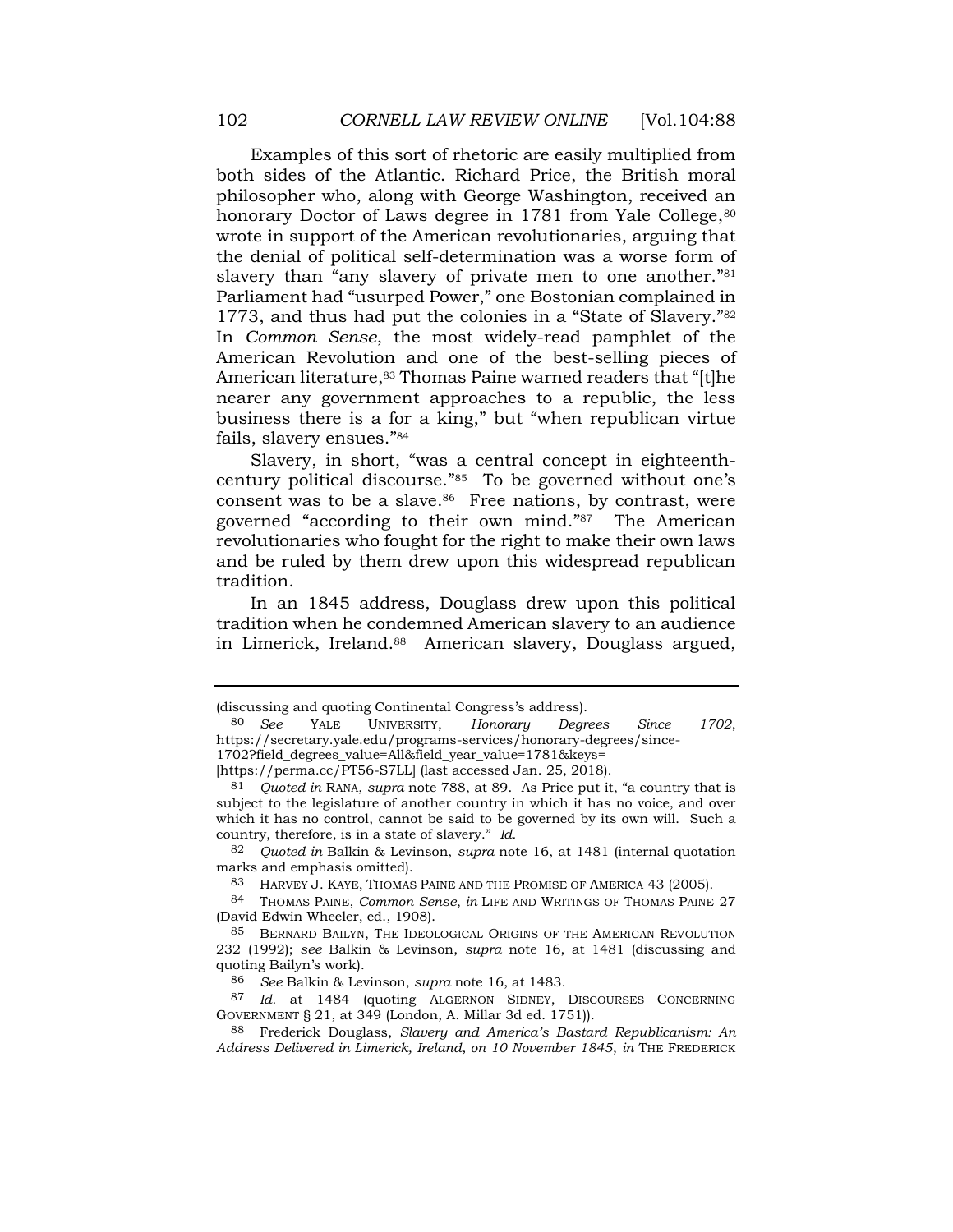Examples of this sort of rhetoric are easily multiplied from both sides of the Atlantic. Richard Price, the British moral philosopher who, along with George Washington, received an honorary Doctor of Laws degree in 1781 from Yale College,[80] wrote in support of the American revolutionaries, arguing that the denial of political self-determination was a worse form of slavery than "any slavery of private men to one another."[81] Parliament had "usurped Power," one Bostonian complained in 1773, and thus had put the colonies in a "State of Slavery."[82] In *Common Sense*, the most widely-read pamphlet of the American Revolution and one of the best-selling pieces of American literature,[83] Thomas Paine warned readers that "[t]he nearer any government approaches to a republic, the less business there is a for a king," but "when republican virtue fails, slavery ensues."[84]

Slavery, in short, "was a central concept in eighteenth-century political discourse."[85] To be governed without one's consent was to be a slave.[86] Free nations, by contrast, were governed "according to their own mind."[87] The American revolutionaries who fought for the right to make their own laws and be ruled by them drew upon this widespread republican tradition.

In an 1845 address, Douglass drew upon this political tradition when he condemned American slavery to an audience in Limerick, Ireland.[88] American slavery, Douglass argued,

---

(discussing and quoting Continental Congress's address).

80 *See* YALE UNIVERSITY, *Honorary Degrees Since 1702*, https://secretary.yale.edu/programs-services/honorary-degrees/since-1702?field_degrees_value=All&field_year_value=1781&keys= [https://perma.cc/PT56-S7LL] (last accessed Jan. 25, 2018).

81 *Quoted in* RANA, *supra* note 788, at 89. As Price put it, "a country that is subject to the legislature of another country in which it has no voice, and over which it has no control, cannot be said to be governed by its own will. Such a country, therefore, is in a state of slavery." *Id.*

82 *Quoted in* Balkin & Levinson, *supra* note 16, at 1481 (internal quotation marks and emphasis omitted).

83 HARVEY J. KAYE, THOMAS PAINE AND THE PROMISE OF AMERICA 43 (2005).

84 THOMAS PAINE, *Common Sense*, *in* LIFE AND WRITINGS OF THOMAS PAINE 27 (David Edwin Wheeler, ed., 1908).

85 BERNARD BAILYN, THE IDEOLOGICAL ORIGINS OF THE AMERICAN REVOLUTION 232 (1992); *see* Balkin & Levinson, *supra* note 16, at 1481 (discussing and quoting Bailyn's work).

86 *See* Balkin & Levinson, *supra* note 16, at 1483.

87 *Id.* at 1484 (quoting ALGERNON SIDNEY, DISCOURSES CONCERNING GOVERNMENT § 21, at 349 (London, A. Millar 3d ed. 1751)).

88 Frederick Douglass, *Slavery and America's Bastard Republicanism: An Address Delivered in Limerick, Ireland, on 10 November 1845*, *in* THE FREDERICK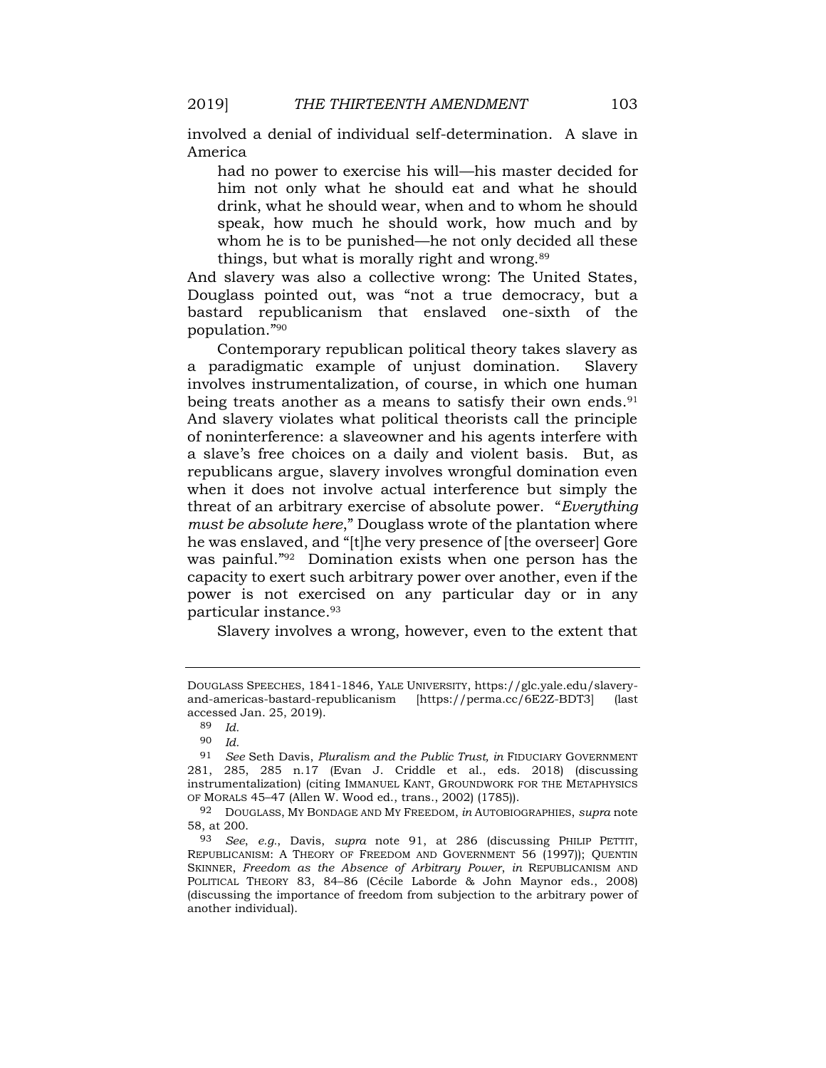involved a denial of individual self-determination. A slave in America

> had no power to exercise his will—his master decided for him not only what he should eat and what he should drink, what he should wear, when and to whom he should speak, how much he should work, how much and by whom he is to be punished—he not only decided all these things, but what is morally right and wrong.[89]

And slavery was also a collective wrong: The United States, Douglass pointed out, was "not a true democracy, but a bastard republicanism that enslaved one-sixth of the population."[90]

Contemporary republican political theory takes slavery as a paradigmatic example of unjust domination. Slavery involves instrumentalization, of course, in which one human being treats another as a means to satisfy their own ends.[91] And slavery violates what political theorists call the principle of noninterference: a slaveowner and his agents interfere with a slave's free choices on a daily and violent basis. But, as republicans argue, slavery involves wrongful domination even when it does not involve actual interference but simply the threat of an arbitrary exercise of absolute power. "*Everything must be absolute here*," Douglass wrote of the plantation where he was enslaved, and "[t]he very presence of [the overseer] Gore was painful."[92] Domination exists when one person has the capacity to exert such arbitrary power over another, even if the power is not exercised on any particular day or in any particular instance.[93]

Slavery involves a wrong, however, even to the extent that

---

DOUGLASS SPEECHES, 1841-1846, YALE UNIVERSITY, https://glc.yale.edu/slavery-and-americas-bastard-republicanism [https://perma.cc/6E2Z-BDT3] (last accessed Jan. 25, 2019).

89 *Id.*

90 *Id.*

91 *See* Seth Davis, *Pluralism and the Public Trust, in* FIDUCIARY GOVERNMENT 281, 285, 285 n.17 (Evan J. Criddle et al., eds. 2018) (discussing instrumentalization) (citing IMMANUEL KANT, GROUNDWORK FOR THE METAPHYSICS OF MORALS 45–47 (Allen W. Wood ed., trans., 2002) (1785)).

92 DOUGLASS, MY BONDAGE AND MY FREEDOM, *in* AUTOBIOGRAPHIES, *supra* note 58, at 200.

93 *See, e.g.*, Davis, *supra* note 91, at 286 (discussing PHILIP PETTIT, REPUBLICANISM: A THEORY OF FREEDOM AND GOVERNMENT 56 (1997)); QUENTIN SKINNER, *Freedom as the Absence of Arbitrary Power*, *in* REPUBLICANISM AND POLITICAL THEORY 83, 84–86 (Cécile Laborde & John Maynor eds., 2008) (discussing the importance of freedom from subjection to the arbitrary power of another individual).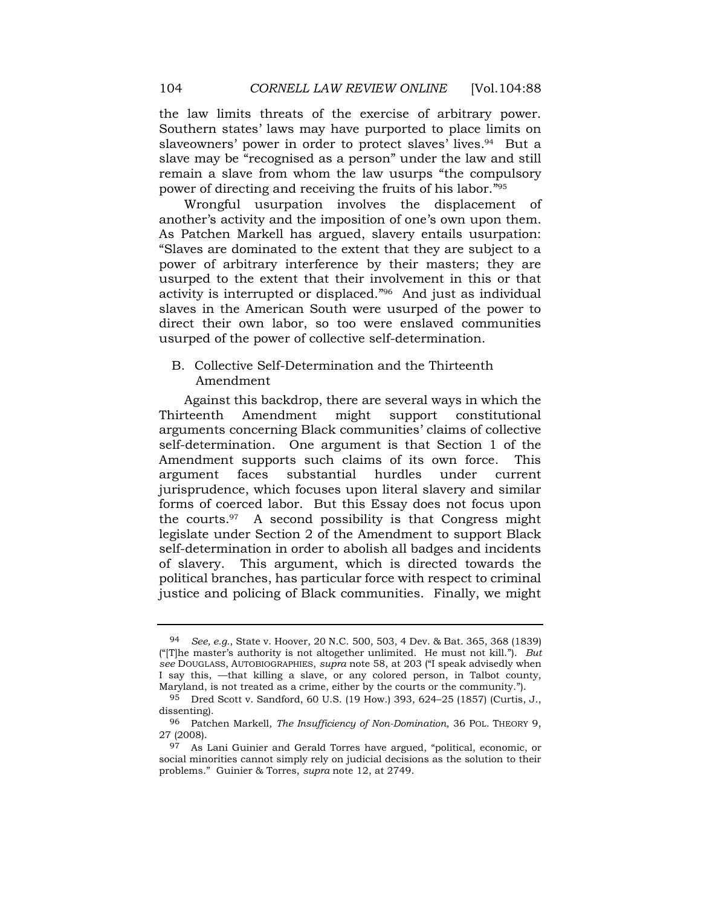the law limits threats of the exercise of arbitrary power. Southern states' laws may have purported to place limits on slaveowners' power in order to protect slaves' lives.[94] But a slave may be "recognised as a person" under the law and still remain a slave from whom the law usurps "the compulsory power of directing and receiving the fruits of his labor."[95]

Wrongful usurpation involves the displacement of another's activity and the imposition of one's own upon them. As Patchen Markell has argued, slavery entails usurpation: "Slaves are dominated to the extent that they are subject to a power of arbitrary interference by their masters; they are usurped to the extent that their involvement in this or that activity is interrupted or displaced."[96] And just as individual slaves in the American South were usurped of the power to direct their own labor, so too were enslaved communities usurped of the power of collective self-determination.

## B. Collective Self-Determination and the Thirteenth Amendment

Against this backdrop, there are several ways in which the Thirteenth Amendment might support constitutional arguments concerning Black communities' claims of collective self-determination. One argument is that Section 1 of the Amendment supports such claims of its own force. This argument faces substantial hurdles under current jurisprudence, which focuses upon literal slavery and similar forms of coerced labor. But this Essay does not focus upon the courts.[97] A second possibility is that Congress might legislate under Section 2 of the Amendment to support Black self-determination in order to abolish all badges and incidents of slavery. This argument, which is directed towards the political branches, has particular force with respect to criminal justice and policing of Black communities. Finally, we might

---

[94] *See, e.g.*, State v. Hoover, 20 N.C. 500, 503, 4 Dev. & Bat. 365, 368 (1839) ("[T]he master's authority is not altogether unlimited. He must not kill."). *But see* DOUGLASS, AUTOBIOGRAPHIES, *supra* note 58, at 203 ("I speak advisedly when I say this, —that killing a slave, or any colored person, in Talbot county, Maryland, is not treated as a crime, either by the courts or the community.").

[95] Dred Scott v. Sandford, 60 U.S. (19 How.) 393, 624–25 (1857) (Curtis, J., dissenting).

[96] Patchen Markell, *The Insufficiency of Non-Domination*, 36 POL. THEORY 9, 27 (2008).

[97] As Lani Guinier and Gerald Torres have argued, "political, economic, or social minorities cannot simply rely on judicial decisions as the solution to their problems." Guinier & Torres, *supra* note 12, at 2749.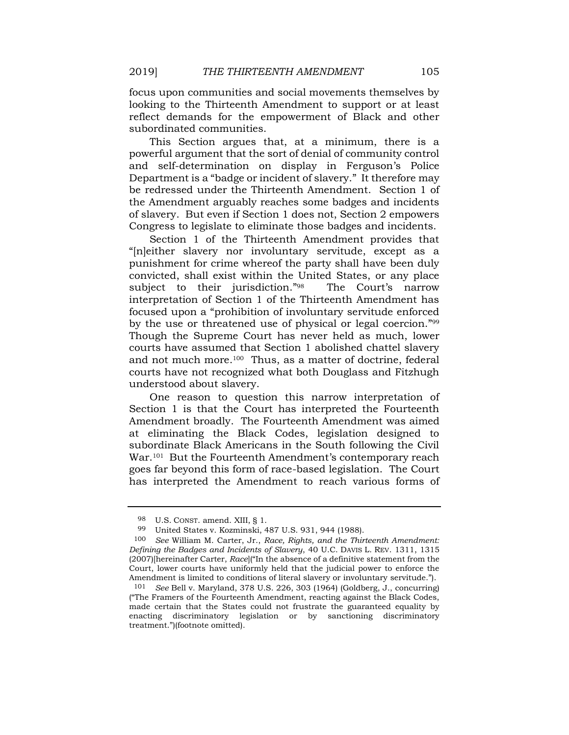focus upon communities and social movements themselves by looking to the Thirteenth Amendment to support or at least reflect demands for the empowerment of Black and other subordinated communities.

This Section argues that, at a minimum, there is a powerful argument that the sort of denial of community control and self-determination on display in Ferguson's Police Department is a "badge or incident of slavery." It therefore may be redressed under the Thirteenth Amendment. Section 1 of the Amendment arguably reaches some badges and incidents of slavery. But even if Section 1 does not, Section 2 empowers Congress to legislate to eliminate those badges and incidents.

Section 1 of the Thirteenth Amendment provides that "[n]either slavery nor involuntary servitude, except as a punishment for crime whereof the party shall have been duly convicted, shall exist within the United States, or any place subject to their jurisdiction."[98] The Court's narrow interpretation of Section 1 of the Thirteenth Amendment has focused upon a "prohibition of involuntary servitude enforced by the use or threatened use of physical or legal coercion."[99] Though the Supreme Court has never held as much, lower courts have assumed that Section 1 abolished chattel slavery and not much more.[100] Thus, as a matter of doctrine, federal courts have not recognized what both Douglass and Fitzhugh understood about slavery.

One reason to question this narrow interpretation of Section 1 is that the Court has interpreted the Fourteenth Amendment broadly. The Fourteenth Amendment was aimed at eliminating the Black Codes, legislation designed to subordinate Black Americans in the South following the Civil War.[101] But the Fourteenth Amendment's contemporary reach goes far beyond this form of race-based legislation. The Court has interpreted the Amendment to reach various forms of

---

[98] U.S. CONST. amend. XIII, § 1.

[99] United States v. Kozminski, 487 U.S. 931, 944 (1988).

[100] *See* William M. Carter, Jr., *Race, Rights, and the Thirteenth Amendment: Defining the Badges and Incidents of Slavery*, 40 U.C. DAVIS L. REV. 1311, 1315 (2007)[hereinafter Carter, *Race*]("In the absence of a definitive statement from the Court, lower courts have uniformly held that the judicial power to enforce the Amendment is limited to conditions of literal slavery or involuntary servitude.").

[101] *See* Bell v. Maryland, 378 U.S. 226, 303 (1964) (Goldberg, J., concurring) ("The Framers of the Fourteenth Amendment, reacting against the Black Codes, made certain that the States could not frustrate the guaranteed equality by enacting discriminatory legislation or by sanctioning discriminatory treatment.")(footnote omitted).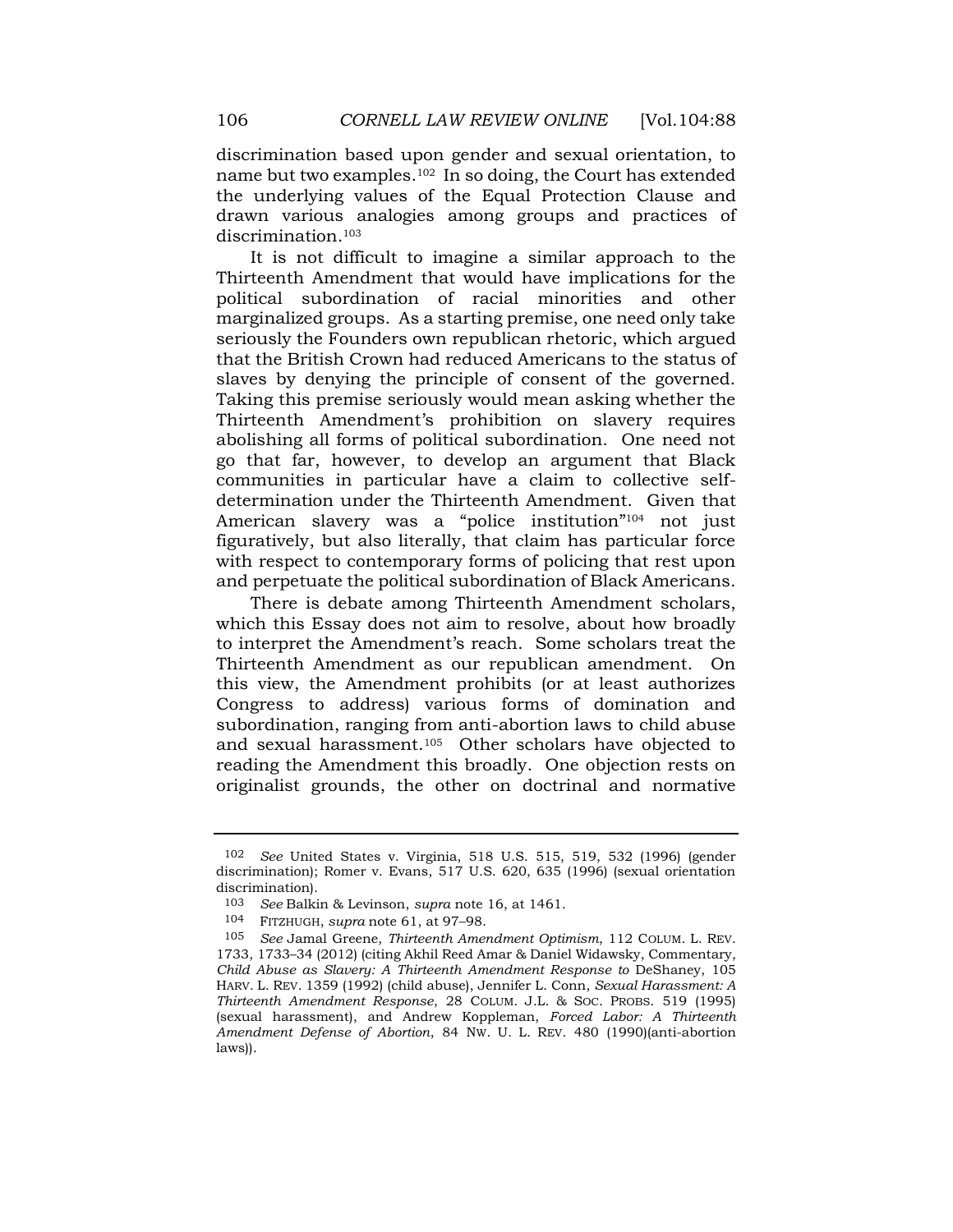discrimination based upon gender and sexual orientation, to name but two examples.[102] In so doing, the Court has extended the underlying values of the Equal Protection Clause and drawn various analogies among groups and practices of discrimination.[103]

It is not difficult to imagine a similar approach to the Thirteenth Amendment that would have implications for the political subordination of racial minorities and other marginalized groups. As a starting premise, one need only take seriously the Founders own republican rhetoric, which argued that the British Crown had reduced Americans to the status of slaves by denying the principle of consent of the governed. Taking this premise seriously would mean asking whether the Thirteenth Amendment's prohibition on slavery requires abolishing all forms of political subordination. One need not go that far, however, to develop an argument that Black communities in particular have a claim to collective self-determination under the Thirteenth Amendment. Given that American slavery was a "police institution"[104] not just figuratively, but also literally, that claim has particular force with respect to contemporary forms of policing that rest upon and perpetuate the political subordination of Black Americans.

There is debate among Thirteenth Amendment scholars, which this Essay does not aim to resolve, about how broadly to interpret the Amendment's reach. Some scholars treat the Thirteenth Amendment as our republican amendment. On this view, the Amendment prohibits (or at least authorizes Congress to address) various forms of domination and subordination, ranging from anti-abortion laws to child abuse and sexual harassment.[105] Other scholars have objected to reading the Amendment this broadly. One objection rests on originalist grounds, the other on doctrinal and normative

---

102 *See* United States v. Virginia, 518 U.S. 515, 519, 532 (1996) (gender discrimination); Romer v. Evans, 517 U.S. 620, 635 (1996) (sexual orientation discrimination).

103 *See* Balkin & Levinson, *supra* note 16, at 1461.

104 FITZHUGH, *supra* note 61, at 97–98.

105 *See* Jamal Greene, *Thirteenth Amendment Optimism*, 112 COLUM. L. REV. 1733, 1733–34 (2012) (citing Akhil Reed Amar & Daniel Widawsky, Commentary, *Child Abuse as Slavery: A Thirteenth Amendment Response to* DeShaney, 105 HARV. L. REV. 1359 (1992) (child abuse), Jennifer L. Conn, *Sexual Harassment: A Thirteenth Amendment Response*, 28 COLUM. J.L. & SOC. PROBS. 519 (1995) (sexual harassment), and Andrew Koppleman, *Forced Labor: A Thirteenth Amendment Defense of Abortion*, 84 NW. U. L. REV. 480 (1990)(anti-abortion laws)).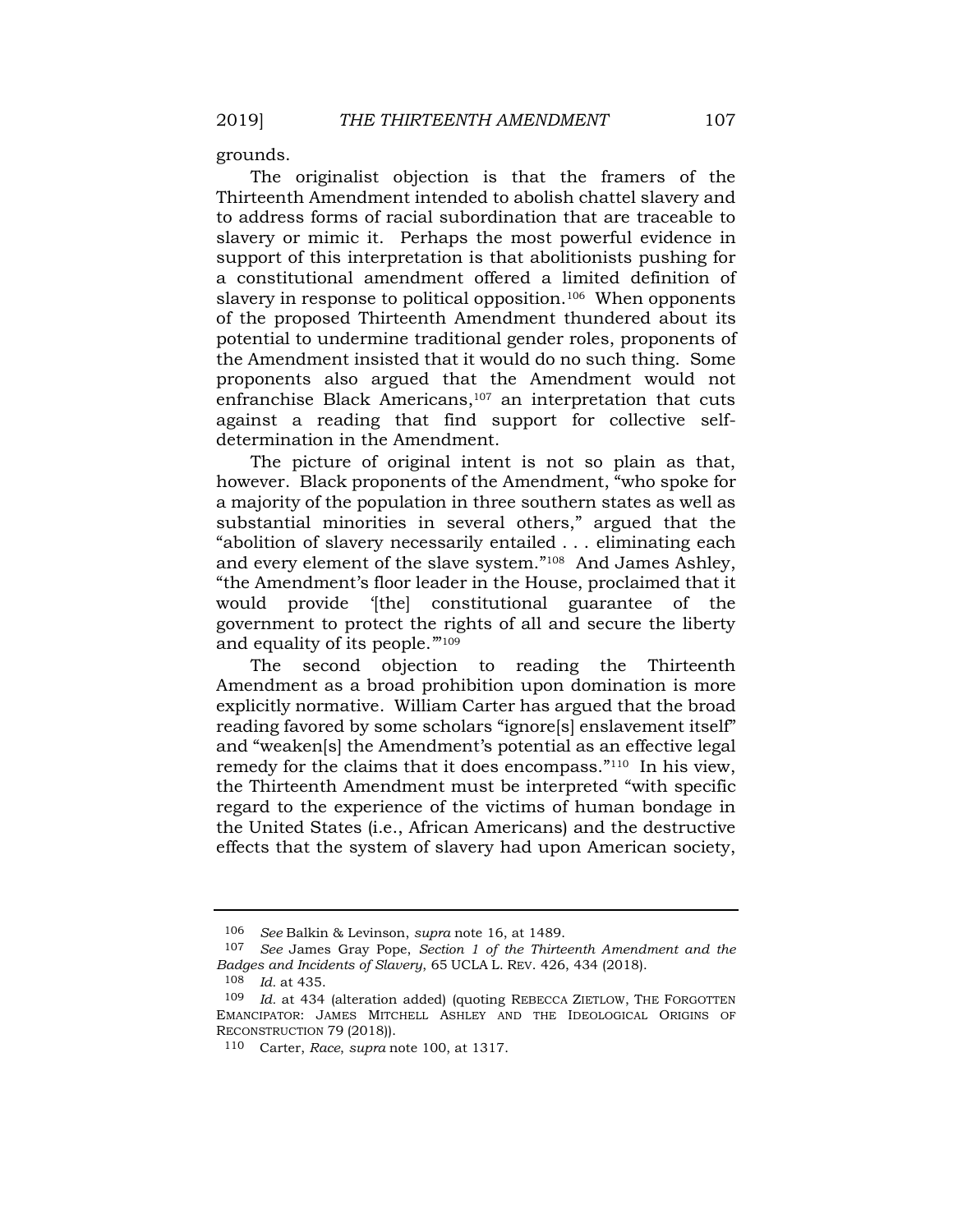grounds.

The originalist objection is that the framers of the Thirteenth Amendment intended to abolish chattel slavery and to address forms of racial subordination that are traceable to slavery or mimic it. Perhaps the most powerful evidence in support of this interpretation is that abolitionists pushing for a constitutional amendment offered a limited definition of slavery in response to political opposition.[106] When opponents of the proposed Thirteenth Amendment thundered about its potential to undermine traditional gender roles, proponents of the Amendment insisted that it would do no such thing. Some proponents also argued that the Amendment would not enfranchise Black Americans,[107] an interpretation that cuts against a reading that find support for collective self-determination in the Amendment.

The picture of original intent is not so plain as that, however. Black proponents of the Amendment, "who spoke for a majority of the population in three southern states as well as substantial minorities in several others," argued that the "abolition of slavery necessarily entailed . . . eliminating each and every element of the slave system."[108] And James Ashley, "the Amendment's floor leader in the House, proclaimed that it would provide '[the] constitutional guarantee of the government to protect the rights of all and secure the liberty and equality of its people.'"[109]

The second objection to reading the Thirteenth Amendment as a broad prohibition upon domination is more explicitly normative. William Carter has argued that the broad reading favored by some scholars "ignore[s] enslavement itself" and "weaken[s] the Amendment's potential as an effective legal remedy for the claims that it does encompass."[110] In his view, the Thirteenth Amendment must be interpreted "with specific regard to the experience of the victims of human bondage in the United States (i.e., African Americans) and the destructive effects that the system of slavery had upon American society,

---

106 *See* Balkin & Levinson, *supra* note 16, at 1489.

107 *See* James Gray Pope, *Section 1 of the Thirteenth Amendment and the Badges and Incidents of Slavery*, 65 UCLA L. REV. 426, 434 (2018).

108 *Id.* at 435.

109 *Id.* at 434 (alteration added) (quoting REBECCA ZIETLOW, THE FORGOTTEN EMANCIPATOR: JAMES MITCHELL ASHLEY AND THE IDEOLOGICAL ORIGINS OF RECONSTRUCTION 79 (2018)).

110 Carter, *Race*, *supra* note 100, at 1317.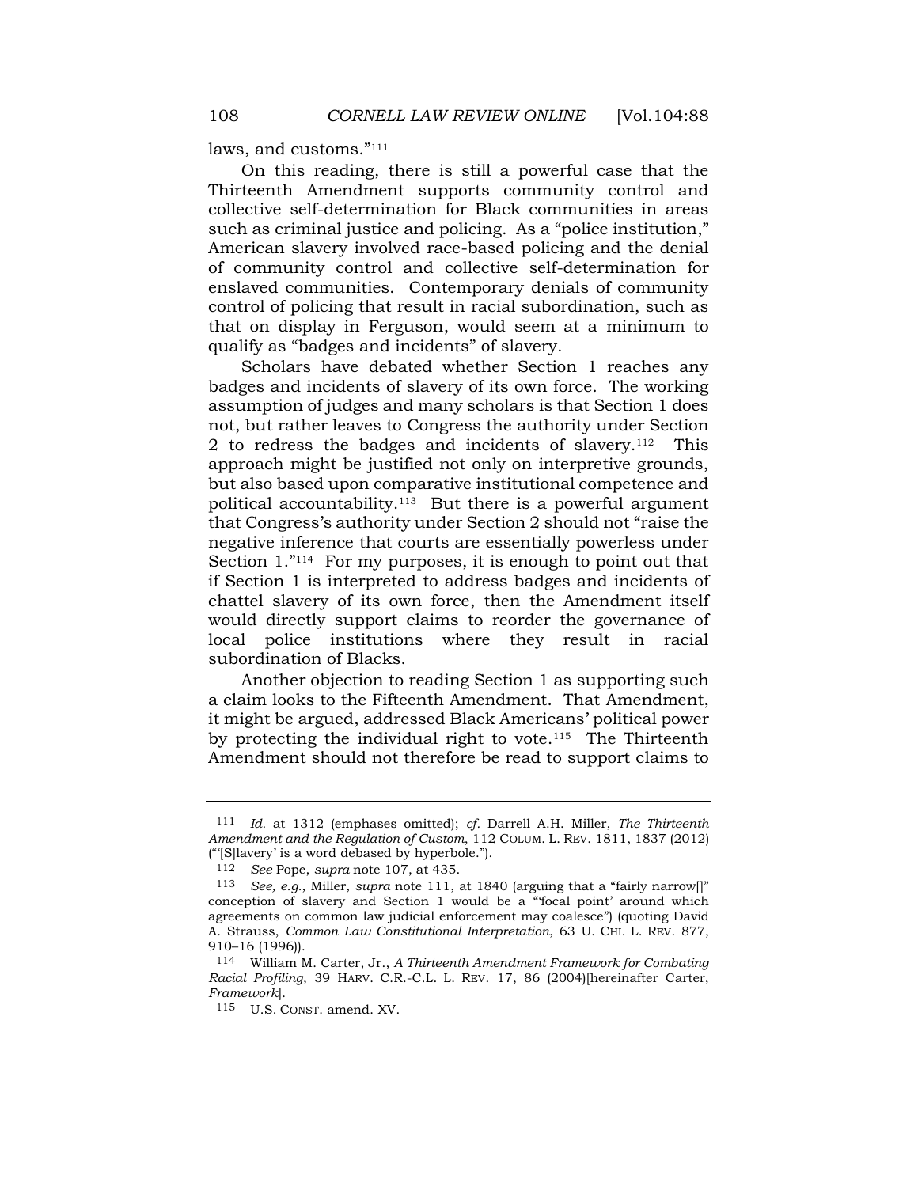laws, and customs."[111]

On this reading, there is still a powerful case that the Thirteenth Amendment supports community control and collective self-determination for Black communities in areas such as criminal justice and policing. As a "police institution," American slavery involved race-based policing and the denial of community control and collective self-determination for enslaved communities. Contemporary denials of community control of policing that result in racial subordination, such as that on display in Ferguson, would seem at a minimum to qualify as "badges and incidents" of slavery.

Scholars have debated whether Section 1 reaches any badges and incidents of slavery of its own force. The working assumption of judges and many scholars is that Section 1 does not, but rather leaves to Congress the authority under Section 2 to redress the badges and incidents of slavery.[112] This approach might be justified not only on interpretive grounds, but also based upon comparative institutional competence and political accountability.[113] But there is a powerful argument that Congress's authority under Section 2 should not "raise the negative inference that courts are essentially powerless under Section 1."[114] For my purposes, it is enough to point out that if Section 1 is interpreted to address badges and incidents of chattel slavery of its own force, then the Amendment itself would directly support claims to reorder the governance of local police institutions where they result in racial subordination of Blacks.

Another objection to reading Section 1 as supporting such a claim looks to the Fifteenth Amendment. That Amendment, it might be argued, addressed Black Americans' political power by protecting the individual right to vote.[115] The Thirteenth Amendment should not therefore be read to support claims to

---

111 *Id.* at 1312 (emphases omitted); *cf.* Darrell A.H. Miller, *The Thirteenth Amendment and the Regulation of Custom*, 112 COLUM. L. REV. 1811, 1837 (2012) ("'[S]lavery' is a word debased by hyperbole.").

112 *See* Pope, *supra* note 107, at 435.

113 *See, e.g.*, Miller, *supra* note 111, at 1840 (arguing that a "fairly narrow[]" conception of slavery and Section 1 would be a "'focal point' around which agreements on common law judicial enforcement may coalesce") (quoting David A. Strauss, *Common Law Constitutional Interpretation*, 63 U. CHI. L. REV. 877, 910–16 (1996)).

114 William M. Carter, Jr., *A Thirteenth Amendment Framework for Combating Racial Profiling*, 39 HARV. C.R.-C.L. L. REV. 17, 86 (2004)[hereinafter Carter, *Framework*].

115 U.S. CONST. amend. XV.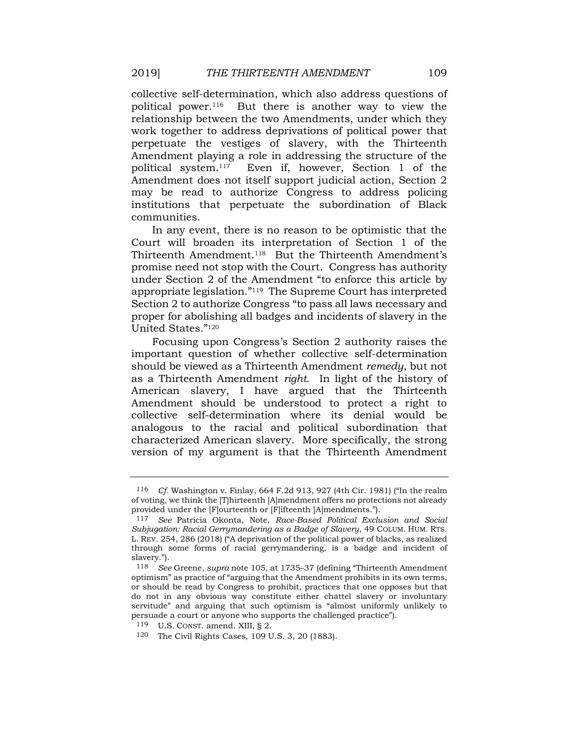collective self-determination, which also address questions of political power.[116] But there is another way to view the relationship between the two Amendments, under which they work together to address deprivations of political power that perpetuate the vestiges of slavery, with the Thirteenth Amendment playing a role in addressing the structure of the political system.[117] Even if, however, Section 1 of the Amendment does not itself support judicial action, Section 2 may be read to authorize Congress to address policing institutions that perpetuate the subordination of Black communities.

In any event, there is no reason to be optimistic that the Court will broaden its interpretation of Section 1 of the Thirteenth Amendment.[118] But the Thirteenth Amendment's promise need not stop with the Court. Congress has authority under Section 2 of the Amendment "to enforce this article by appropriate legislation."[119] The Supreme Court has interpreted Section 2 to authorize Congress "to pass all laws necessary and proper for abolishing all badges and incidents of slavery in the United States."[120]

Focusing upon Congress's Section 2 authority raises the important question of whether collective self-determination should be viewed as a Thirteenth Amendment *remedy*, but not as a Thirteenth Amendment *right*. In light of the history of American slavery, I have argued that the Thirteenth Amendment should be understood to protect a right to collective self-determination where its denial would be analogous to the racial and political subordination that characterized American slavery. More specifically, the strong version of my argument is that the Thirteenth Amendment

---

116 *Cf.* Washington v. Finlay, 664 F.2d 913, 927 (4th Cir. 1981) ("In the realm of voting, we think the [T]hirteenth [A]mendment offers no protections not already provided under the [F]ourteenth or [F]ifteenth [A]mendments.").

117 *See* Patricia Okonta, Note, *Race-Based Political Exclusion and Social Subjugation: Racial Gerrymandering as a Badge of Slavery*, 49 COLUM. HUM. RTS. L. REV. 254, 286 (2018) ("A deprivation of the political power of blacks, as realized through some forms of racial gerrymandering, is a badge and incident of slavery.").

118 *See* Greene, *supra* note 105, at 1735–37 (defining "Thirteenth Amendment optimism" as practice of "arguing that the Amendment prohibits in its own terms, or should be read by Congress to prohibit, practices that one opposes but that do not in any obvious way constitute either chattel slavery or involuntary servitude" and arguing that such optimism is "almost uniformly unlikely to persuade a court or anyone who supports the challenged practice").

119 U.S. CONST. amend. XIII, § 2.

120 The Civil Rights Cases, 109 U.S. 3, 20 (1883).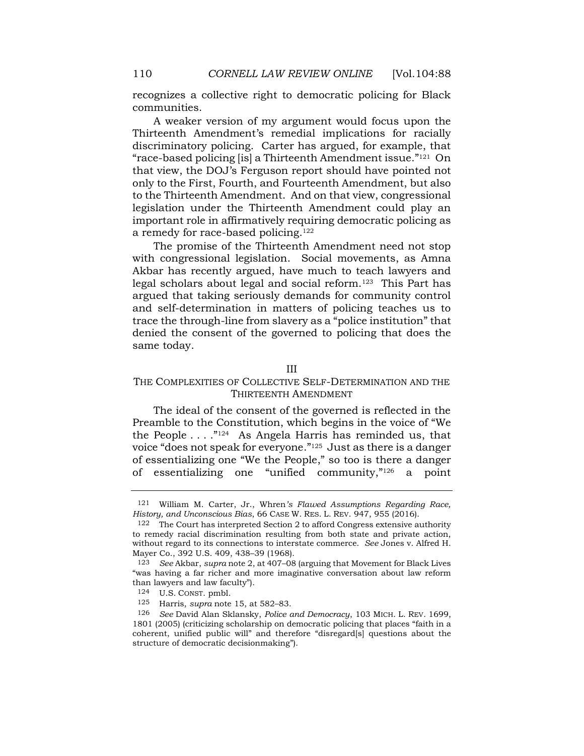recognizes a collective right to democratic policing for Black communities.

A weaker version of my argument would focus upon the Thirteenth Amendment's remedial implications for racially discriminatory policing. Carter has argued, for example, that "race-based policing [is] a Thirteenth Amendment issue."[121] On that view, the DOJ's Ferguson report should have pointed not only to the First, Fourth, and Fourteenth Amendment, but also to the Thirteenth Amendment. And on that view, congressional legislation under the Thirteenth Amendment could play an important role in affirmatively requiring democratic policing as a remedy for race-based policing.[122]

The promise of the Thirteenth Amendment need not stop with congressional legislation. Social movements, as Amna Akbar has recently argued, have much to teach lawyers and legal scholars about legal and social reform.[123] This Part has argued that taking seriously demands for community control and self-determination in matters of policing teaches us to trace the through-line from slavery as a "police institution" that denied the consent of the governed to policing that does the same today.

## III
## THE COMPLEXITIES OF COLLECTIVE SELF-DETERMINATION AND THE THIRTEENTH AMENDMENT

The ideal of the consent of the governed is reflected in the Preamble to the Constitution, which begins in the voice of "We the People . . . ."[124] As Angela Harris has reminded us, that voice "does not speak for everyone."[125] Just as there is a danger of essentializing one "We the People," so too is there a danger of essentializing one "unified community,"[126] a point

---

[121] William M. Carter, Jr., *Whren's Flawed Assumptions Regarding Race, History, and Unconscious Bias*, 66 CASE W. RES. L. REV. 947, 955 (2016).

[122] The Court has interpreted Section 2 to afford Congress extensive authority to remedy racial discrimination resulting from both state and private action, without regard to its connections to interstate commerce. *See* Jones v. Alfred H. Mayer Co., 392 U.S. 409, 438–39 (1968).

[123] *See* Akbar, *supra* note 2, at 407–08 (arguing that Movement for Black Lives "was having a far richer and more imaginative conversation about law reform than lawyers and law faculty").

[124] U.S. CONST. pmbl.

[125] Harris, *supra* note 15, at 582–83.

[126] *See* David Alan Sklansky, *Police and Democracy*, 103 MICH. L. REV. 1699, 1801 (2005) (criticizing scholarship on democratic policing that places "faith in a coherent, unified public will" and therefore "disregard[s] questions about the structure of democratic decisionmaking").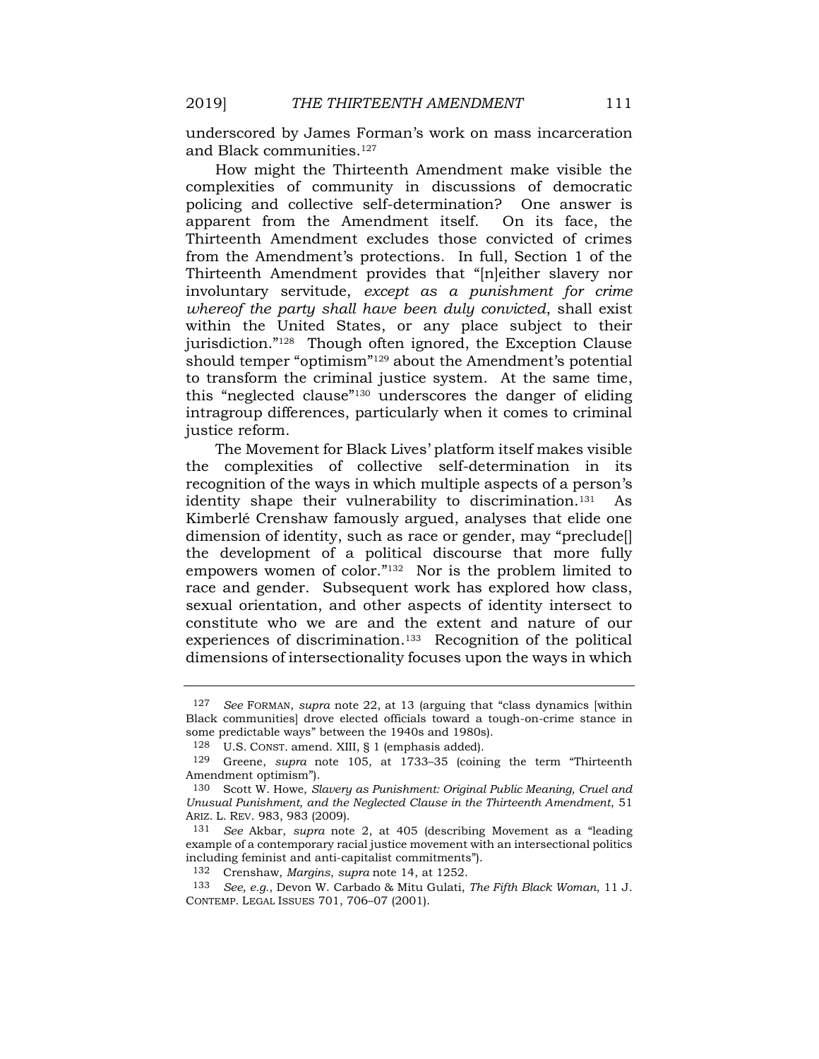underscored by James Forman's work on mass incarceration and Black communities.[127]

How might the Thirteenth Amendment make visible the complexities of community in discussions of democratic policing and collective self-determination? One answer is apparent from the Amendment itself. On its face, the Thirteenth Amendment excludes those convicted of crimes from the Amendment's protections. In full, Section 1 of the Thirteenth Amendment provides that "[n]either slavery nor involuntary servitude, *except as a punishment for crime whereof the party shall have been duly convicted*, shall exist within the United States, or any place subject to their jurisdiction."[128] Though often ignored, the Exception Clause should temper "optimism"[129] about the Amendment's potential to transform the criminal justice system. At the same time, this "neglected clause"[130] underscores the danger of eliding intragroup differences, particularly when it comes to criminal justice reform.

The Movement for Black Lives' platform itself makes visible the complexities of collective self-determination in its recognition of the ways in which multiple aspects of a person's identity shape their vulnerability to discrimination.[131] As Kimberlé Crenshaw famously argued, analyses that elide one dimension of identity, such as race or gender, may "preclude[] the development of a political discourse that more fully empowers women of color."[132] Nor is the problem limited to race and gender. Subsequent work has explored how class, sexual orientation, and other aspects of identity intersect to constitute who we are and the extent and nature of our experiences of discrimination.[133] Recognition of the political dimensions of intersectionality focuses upon the ways in which

---

127 *See* FORMAN, *supra* note 22, at 13 (arguing that "class dynamics [within Black communities] drove elected officials toward a tough-on-crime stance in some predictable ways" between the 1940s and 1980s).

128 U.S. CONST. amend. XIII, § 1 (emphasis added).

129 Greene, *supra* note 105, at 1733–35 (coining the term "Thirteenth Amendment optimism").

130 Scott W. Howe, *Slavery as Punishment: Original Public Meaning, Cruel and Unusual Punishment, and the Neglected Clause in the Thirteenth Amendment,* 51 ARIZ. L. REV. 983, 983 (2009).

131 *See* Akbar, *supra* note 2, at 405 (describing Movement as a "leading example of a contemporary racial justice movement with an intersectional politics including feminist and anti-capitalist commitments").

132 Crenshaw, *Margins*, *supra* note 14, at 1252.

133 *See, e.g.*, Devon W. Carbado & Mitu Gulati, *The Fifth Black Woman*, 11 J. CONTEMP. LEGAL ISSUES 701, 706–07 (2001).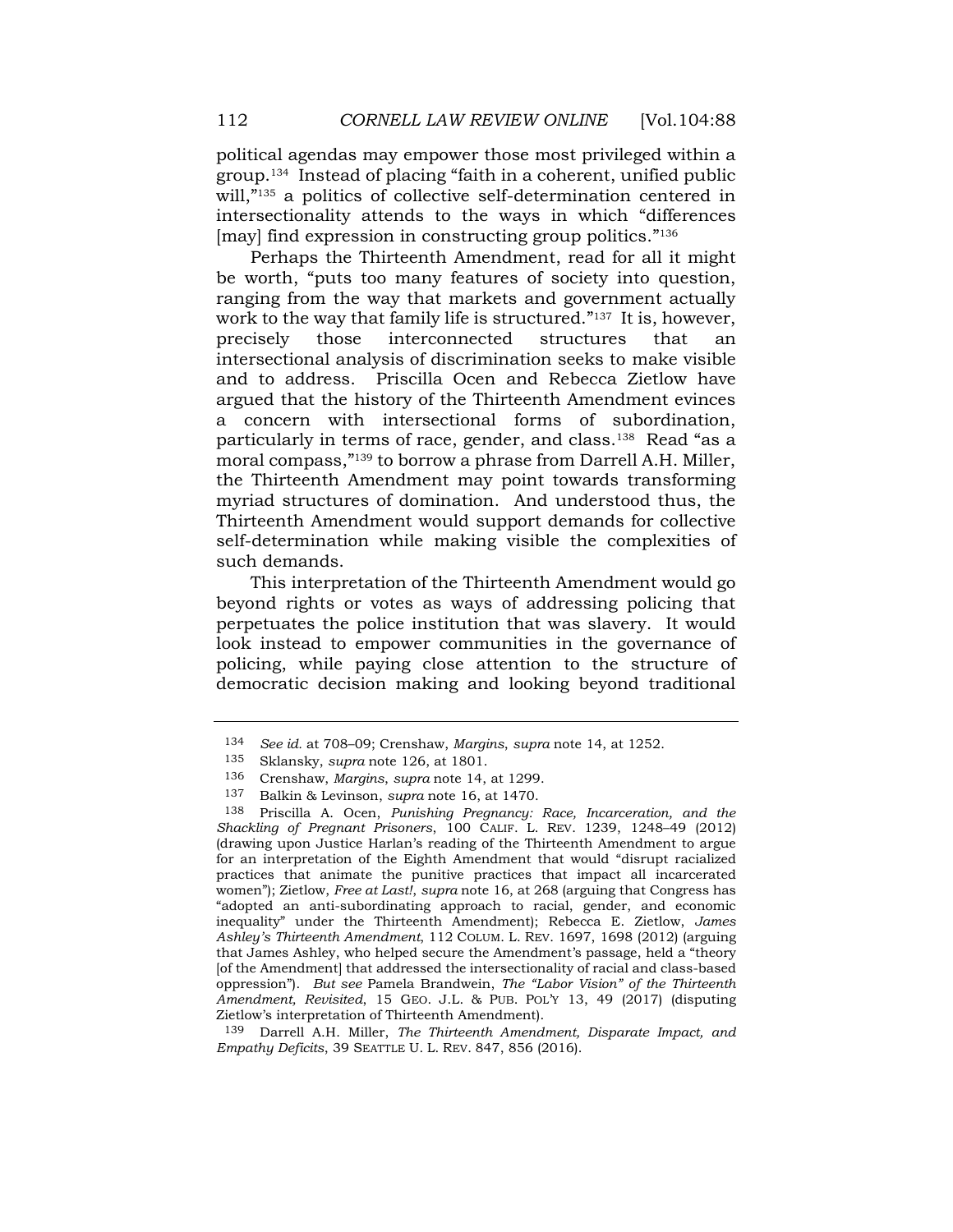political agendas may empower those most privileged within a group.[134] Instead of placing "faith in a coherent, unified public will,"[135] a politics of collective self-determination centered in intersectionality attends to the ways in which "differences [may] find expression in constructing group politics."[136]

Perhaps the Thirteenth Amendment, read for all it might be worth, "puts too many features of society into question, ranging from the way that markets and government actually work to the way that family life is structured."[137] It is, however, precisely those interconnected structures that an intersectional analysis of discrimination seeks to make visible and to address. Priscilla Ocen and Rebecca Zietlow have argued that the history of the Thirteenth Amendment evinces a concern with intersectional forms of subordination, particularly in terms of race, gender, and class.[138] Read "as a moral compass,"[139] to borrow a phrase from Darrell A.H. Miller, the Thirteenth Amendment may point towards transforming myriad structures of domination. And understood thus, the Thirteenth Amendment would support demands for collective self-determination while making visible the complexities of such demands.

This interpretation of the Thirteenth Amendment would go beyond rights or votes as ways of addressing policing that perpetuates the police institution that was slavery. It would look instead to empower communities in the governance of policing, while paying close attention to the structure of democratic decision making and looking beyond traditional

---

[134] *See id.* at 708–09; Crenshaw, *Margins*, *supra* note 14, at 1252.

[135] Sklansky, *supra* note 126, at 1801.

[136] Crenshaw, *Margins*, *supra* note 14, at 1299.

[137] Balkin & Levinson, *supra* note 16, at 1470.

[138] Priscilla A. Ocen, *Punishing Pregnancy: Race, Incarceration, and the Shackling of Pregnant Prisoners*, 100 CALIF. L. REV. 1239, 1248–49 (2012) (drawing upon Justice Harlan's reading of the Thirteenth Amendment to argue for an interpretation of the Eighth Amendment that would "disrupt racialized practices that animate the punitive practices that impact all incarcerated women"); Zietlow, *Free at Last!*, *supra* note 16, at 268 (arguing that Congress has "adopted an anti-subordinating approach to racial, gender, and economic inequality" under the Thirteenth Amendment); Rebecca E. Zietlow, *James Ashley's Thirteenth Amendment*, 112 COLUM. L. REV. 1697, 1698 (2012) (arguing that James Ashley, who helped secure the Amendment's passage, held a "theory [of the Amendment] that addressed the intersectionality of racial and class-based oppression"). *But see* Pamela Brandwein, *The "Labor Vision" of the Thirteenth Amendment, Revisited*, 15 GEO. J.L. & PUB. POL'Y 13, 49 (2017) (disputing Zietlow's interpretation of Thirteenth Amendment).

[139] Darrell A.H. Miller, *The Thirteenth Amendment, Disparate Impact, and Empathy Deficits*, 39 SEATTLE U. L. REV. 847, 856 (2016).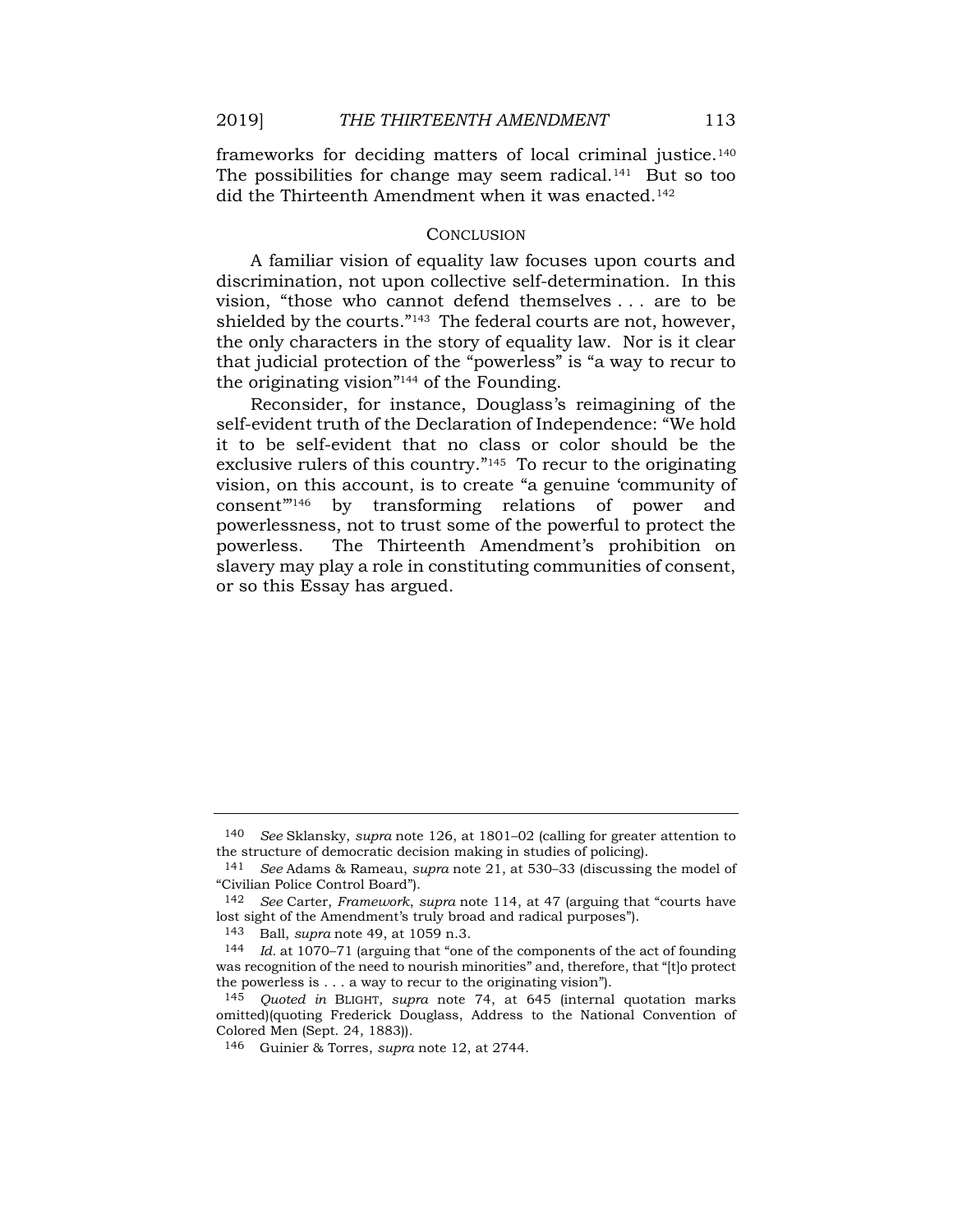frameworks for deciding matters of local criminal justice.[140] The possibilities for change may seem radical.[141] But so too did the Thirteenth Amendment when it was enacted.[142]

## CONCLUSION

A familiar vision of equality law focuses upon courts and discrimination, not upon collective self-determination. In this vision, "those who cannot defend themselves . . . are to be shielded by the courts."[143] The federal courts are not, however, the only characters in the story of equality law. Nor is it clear that judicial protection of the "powerless" is "a way to recur to the originating vision"[144] of the Founding.

Reconsider, for instance, Douglass's reimagining of the self-evident truth of the Declaration of Independence: "We hold it to be self-evident that no class or color should be the exclusive rulers of this country."[145] To recur to the originating vision, on this account, is to create "a genuine 'community of consent'"[146] by transforming relations of power and powerlessness, not to trust some of the powerful to protect the powerless. The Thirteenth Amendment's prohibition on slavery may play a role in constituting communities of consent, or so this Essay has argued.

---

140 *See* Sklansky, *supra* note 126, at 1801–02 (calling for greater attention to the structure of democratic decision making in studies of policing).

141 *See* Adams & Rameau, *supra* note 21, at 530–33 (discussing the model of "Civilian Police Control Board").

142 *See* Carter, *Framework*, *supra* note 114, at 47 (arguing that "courts have lost sight of the Amendment's truly broad and radical purposes").

143 Ball, *supra* note 49, at 1059 n.3.

144 *Id.* at 1070–71 (arguing that "one of the components of the act of founding was recognition of the need to nourish minorities" and, therefore, that "[t]o protect the powerless is . . . a way to recur to the originating vision").

145 *Quoted in* BLIGHT, *supra* note 74, at 645 (internal quotation marks omitted)(quoting Frederick Douglass, Address to the National Convention of Colored Men (Sept. 24, 1883)).

146 Guinier & Torres, *supra* note 12, at 2744.